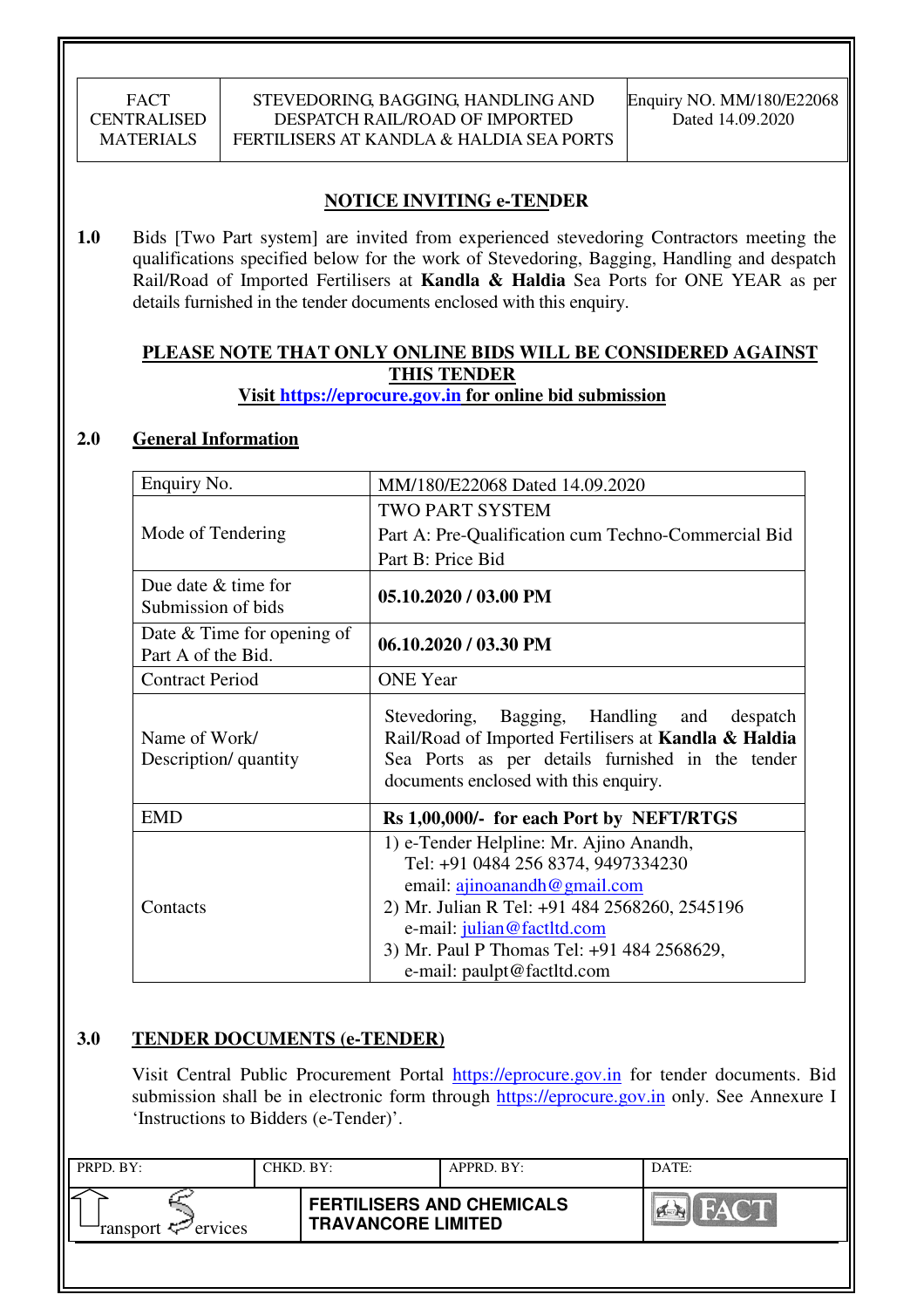| FACT CENTRALISED MATERIALS | STEVEDORING, BAGGING, HANDLING AND DESPATCH RAIL/ROAD OF IMPORTED FERTILISERS AT KANDLA & HALDIA SEA PORTS | Enquiry NO. MM/180/E22068 Dated 14.09.2020 |
|---|---|---|

## NOTICE INVITING e-TENDER

**1.0** Bids [Two Part system] are invited from experienced stevedoring Contractors meeting the qualifications specified below for the work of Stevedoring, Bagging, Handling and despatch Rail/Road of Imported Fertilisers at **Kandla & Haldia** Sea Ports for ONE YEAR as per details furnished in the tender documents enclosed with this enquiry.

**PLEASE NOTE THAT ONLY ONLINE BIDS WILL BE CONSIDERED AGAINST THIS TENDER**

**Visit https://eprocure.gov.in for online bid submission**

### 2.0 General Information

| | |
|---|---|
| Enquiry No. | MM/180/E22068 Dated 14.09.2020 |
| Mode of Tendering | TWO PART SYSTEM<br>Part A: Pre-Qualification cum Techno-Commercial Bid<br>Part B: Price Bid |
| Due date & time for Submission of bids | **05.10.2020 / 03.00 PM** |
| Date & Time for opening of Part A of the Bid. | **06.10.2020 / 03.30 PM** |
| Contract Period | ONE Year |
| Name of Work/ Description/ quantity | Stevedoring, Bagging, Handling and despatch Rail/Road of Imported Fertilisers at **Kandla & Haldia** Sea Ports as per details furnished in the tender documents enclosed with this enquiry. |
| EMD | **Rs 1,00,000/- for each Port by NEFT/RTGS** |
| Contacts | 1) e-Tender Helpline: Mr. Ajino Anandh, Tel: +91 0484 256 8374, 9497334230 email: ajinoanandh@gmail.com<br>2) Mr. Julian R Tel: +91 484 2568260, 2545196 e-mail: julian@factltd.com<br>3) Mr. Paul P Thomas Tel: +91 484 2568629, e-mail: paulpt@factltd.com |

### 3.0 TENDER DOCUMENTS (e-TENDER)

Visit Central Public Procurement Portal https://eprocure.gov.in for tender documents. Bid submission shall be in electronic form through https://eprocure.gov.in only. See Annexure I 'Instructions to Bidders (e-Tender)'.

| PRPD. BY: | CHKD. BY: | APPRD. BY: | DATE: |
|---|---|---|---|
| Transport Services | FERTILISERS AND CHEMICALS TRAVANCORE LIMITED | | FACT |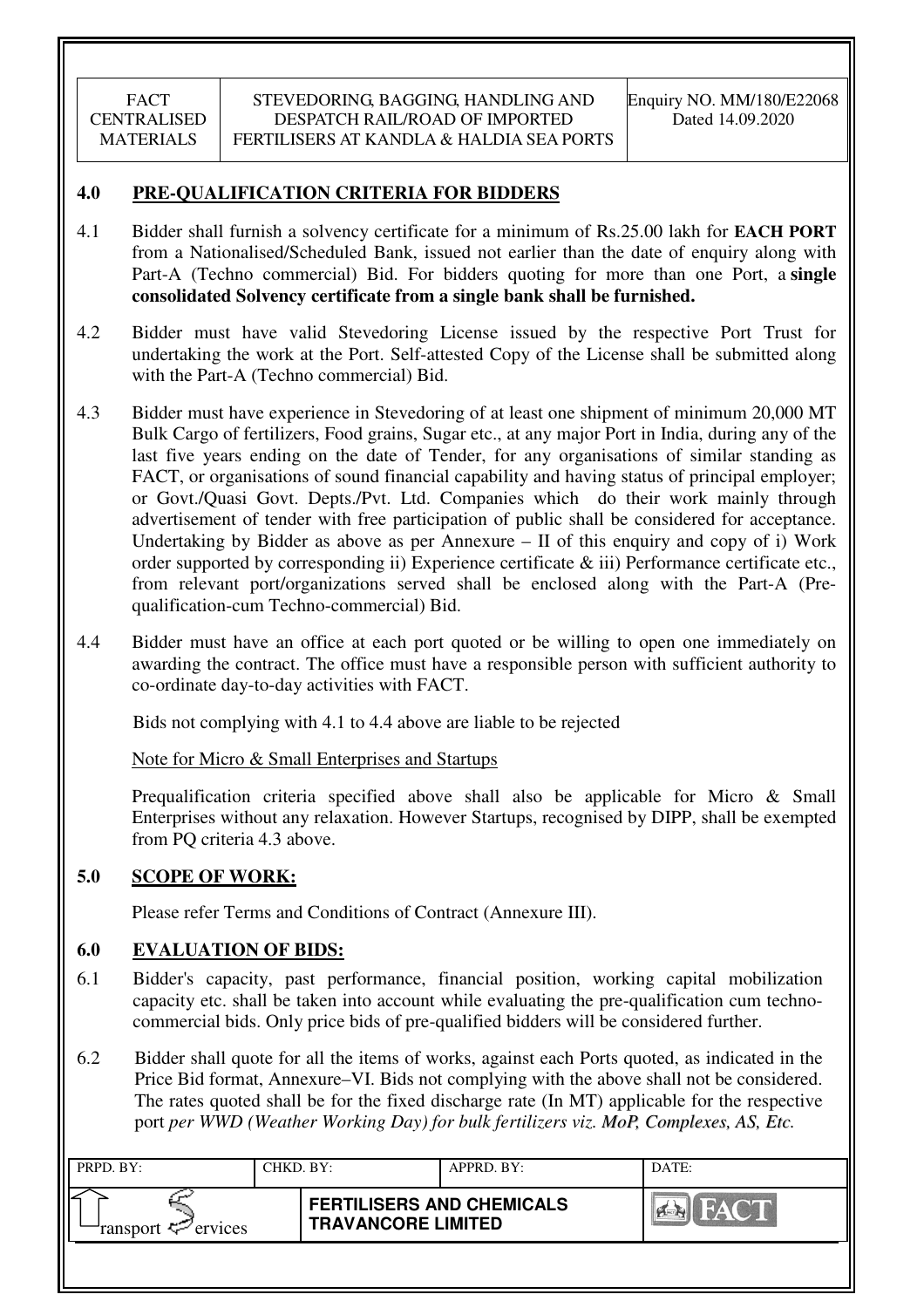## 4.0 PRE-QUALIFICATION CRITERIA FOR BIDDERS

4.1 Bidder shall furnish a solvency certificate for a minimum of Rs.25.00 lakh for **EACH PORT** from a Nationalised/Scheduled Bank, issued not earlier than the date of enquiry along with Part-A (Techno commercial) Bid. For bidders quoting for more than one Port, a **single consolidated Solvency certificate from a single bank shall be furnished.**

4.2 Bidder must have valid Stevedoring License issued by the respective Port Trust for undertaking the work at the Port. Self-attested Copy of the License shall be submitted along with the Part-A (Techno commercial) Bid.

4.3 Bidder must have experience in Stevedoring of at least one shipment of minimum 20,000 MT Bulk Cargo of fertilizers, Food grains, Sugar etc., at any major Port in India, during any of the last five years ending on the date of Tender, for any organisations of similar standing as FACT, or organisations of sound financial capability and having status of principal employer; or Govt./Quasi Govt. Depts./Pvt. Ltd. Companies which do their work mainly through advertisement of tender with free participation of public shall be considered for acceptance. Undertaking by Bidder as above as per Annexure – II of this enquiry and copy of i) Work order supported by corresponding ii) Experience certificate & iii) Performance certificate etc., from relevant port/organizations served shall be enclosed along with the Part-A (Pre-qualification-cum Techno-commercial) Bid.

4.4 Bidder must have an office at each port quoted or be willing to open one immediately on awarding the contract. The office must have a responsible person with sufficient authority to co-ordinate day-to-day activities with FACT.

Bids not complying with 4.1 to 4.4 above are liable to be rejected

Note for Micro & Small Enterprises and Startups

Prequalification criteria specified above shall also be applicable for Micro & Small Enterprises without any relaxation. However Startups, recognised by DIPP, shall be exempted from PQ criteria 4.3 above.

## 5.0 SCOPE OF WORK:

Please refer Terms and Conditions of Contract (Annexure III).

## 6.0 EVALUATION OF BIDS:

6.1 Bidder's capacity, past performance, financial position, working capital mobilization capacity etc. shall be taken into account while evaluating the pre-qualification cum techno-commercial bids. Only price bids of pre-qualified bidders will be considered further.

6.2 Bidder shall quote for all the items of works, against each Ports quoted, as indicated in the Price Bid format, Annexure–VI. Bids not complying with the above shall not be considered. The rates quoted shall be for the fixed discharge rate (In MT) applicable for the respective port *per WWD (Weather Working Day) for bulk fertilizers viz. MoP, Complexes, AS, Etc.*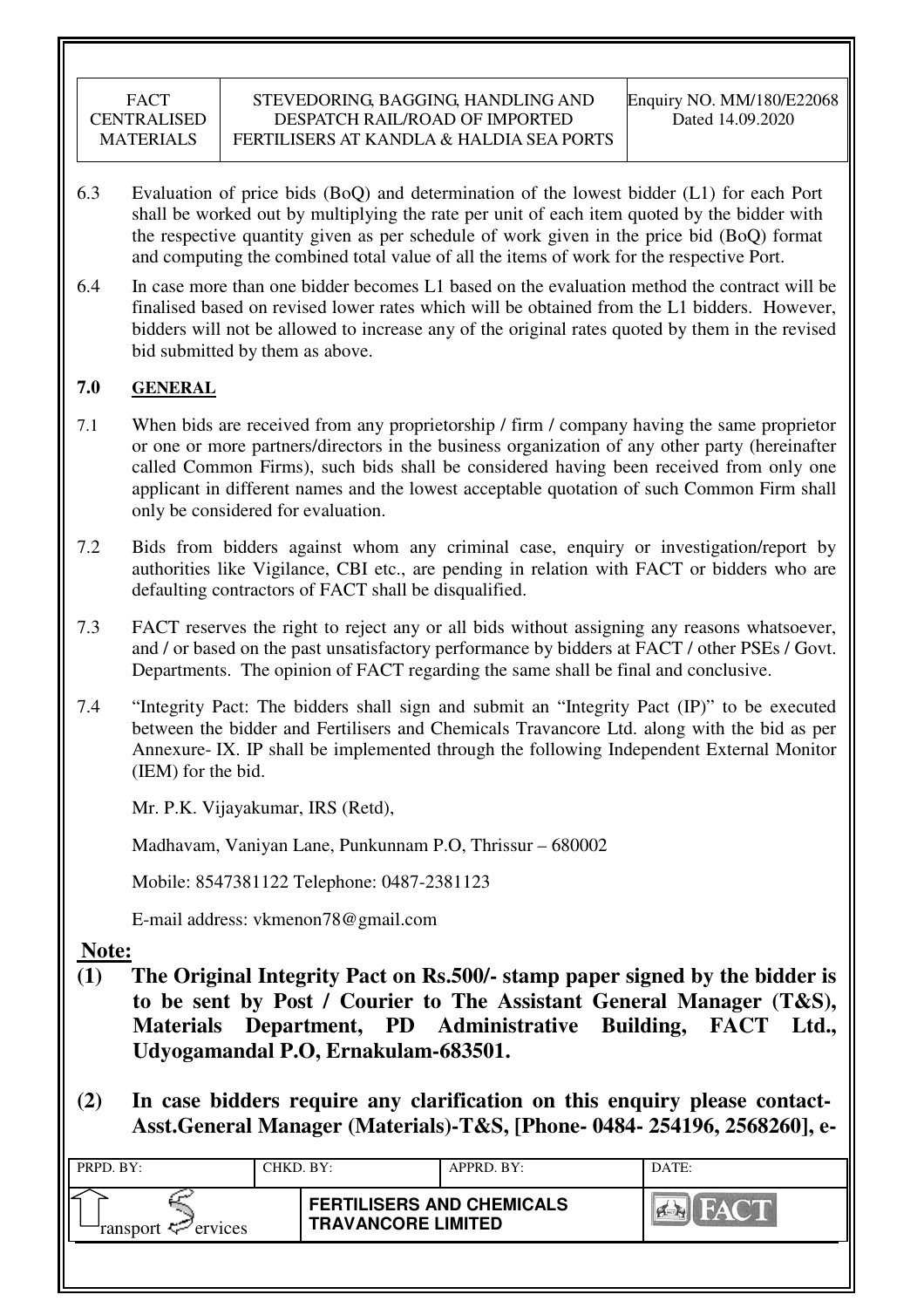6.3 Evaluation of price bids (BoQ) and determination of the lowest bidder (L1) for each Port shall be worked out by multiplying the rate per unit of each item quoted by the bidder with the respective quantity given as per schedule of work given in the price bid (BoQ) format and computing the combined total value of all the items of work for the respective Port.

6.4 In case more than one bidder becomes L1 based on the evaluation method the contract will be finalised based on revised lower rates which will be obtained from the L1 bidders. However, bidders will not be allowed to increase any of the original rates quoted by them in the revised bid submitted by them as above.

## 7.0 GENERAL

7.1 When bids are received from any proprietorship / firm / company having the same proprietor or one or more partners/directors in the business organization of any other party (hereinafter called Common Firms), such bids shall be considered having been received from only one applicant in different names and the lowest acceptable quotation of such Common Firm shall only be considered for evaluation.

7.2 Bids from bidders against whom any criminal case, enquiry or investigation/report by authorities like Vigilance, CBI etc., are pending in relation with FACT or bidders who are defaulting contractors of FACT shall be disqualified.

7.3 FACT reserves the right to reject any or all bids without assigning any reasons whatsoever, and / or based on the past unsatisfactory performance by bidders at FACT / other PSEs / Govt. Departments. The opinion of FACT regarding the same shall be final and conclusive.

7.4 "Integrity Pact: The bidders shall sign and submit an "Integrity Pact (IP)" to be executed between the bidder and Fertilisers and Chemicals Travancore Ltd. along with the bid as per Annexure- IX. IP shall be implemented through the following Independent External Monitor (IEM) for the bid.

Mr. P.K. Vijayakumar, IRS (Retd),

Madhavam, Vaniyan Lane, Punkunnam P.O, Thrissur – 680002

Mobile: 8547381122 Telephone: 0487-2381123

E-mail address: vkmenon78@gmail.com

**Note:**

**(1) The Original Integrity Pact on Rs.500/- stamp paper signed by the bidder is to be sent by Post / Courier to The Assistant General Manager (T&S), Materials Department, PD Administrative Building, FACT Ltd., Udyogamandal P.O, Ernakulam-683501.**

**(2) In case bidders require any clarification on this enquiry please contact- Asst.General Manager (Materials)-T&S, [Phone- 0484- 254196, 2568260], e-**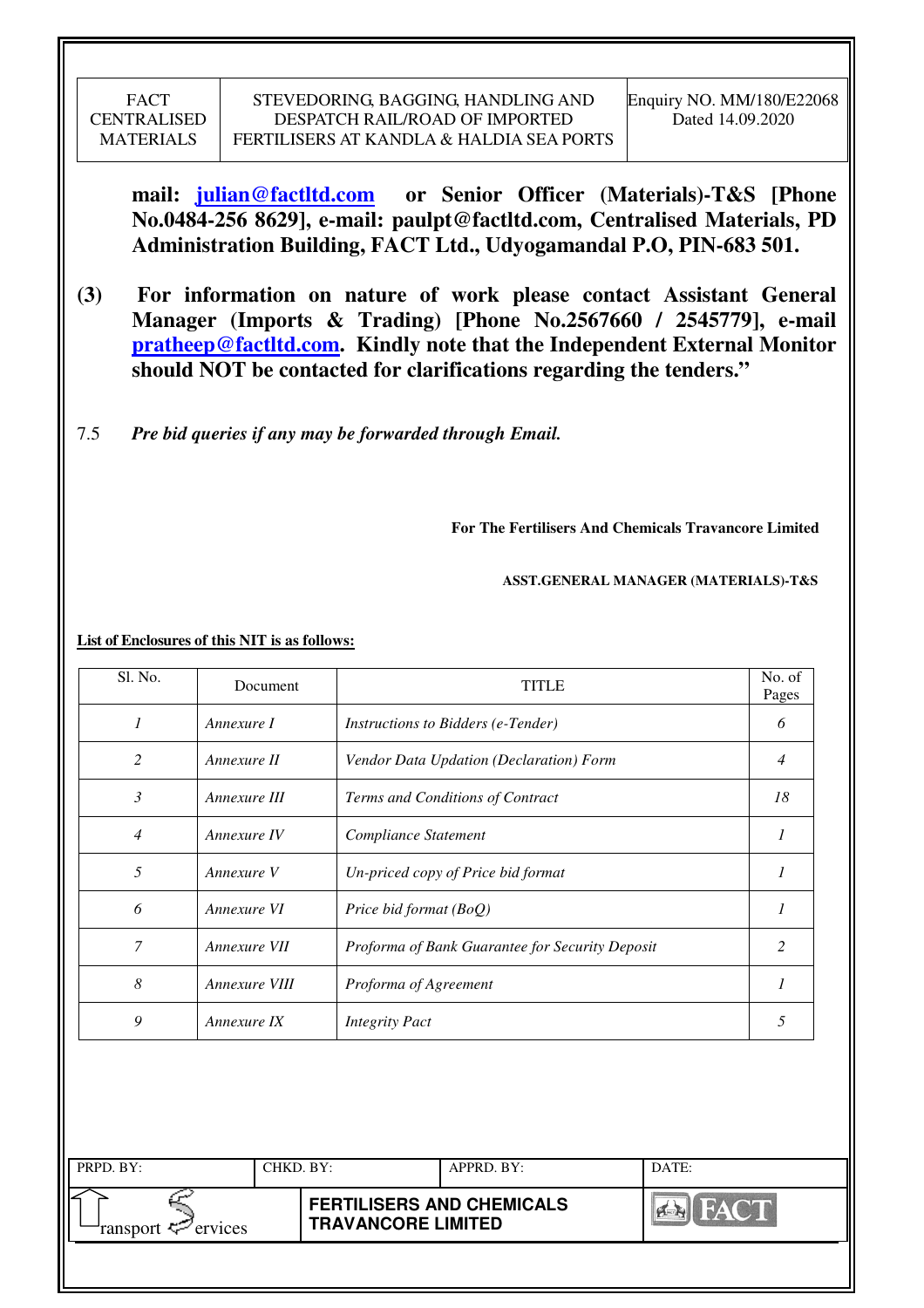**mail: julian@factltd.com or Senior Officer (Materials)-T&S [Phone No.0484-256 8629], e-mail: paulpt@factltd.com, Centralised Materials, PD Administration Building, FACT Ltd., Udyogamandal P.O, PIN-683 501.**

**(3) For information on nature of work please contact Assistant General Manager (Imports & Trading) [Phone No.2567660 / 2545779], e-mail pratheep@factltd.com. Kindly note that the Independent External Monitor should NOT be contacted for clarifications regarding the tenders."**

7.5 ***Pre bid queries if any may be forwarded through Email.***

**For The Fertilisers And Chemicals Travancore Limited**

**ASST.GENERAL MANAGER (MATERIALS)-T&S**

**List of Enclosures of this NIT is as follows:**

| Sl. No. | Document | TITLE | No. of Pages |
|---|---|---|---|
| *1* | *Annexure I* | *Instructions to Bidders (e-Tender)* | *6* |
| *2* | *Annexure II* | *Vendor Data Updation (Declaration) Form* | *4* |
| *3* | *Annexure III* | *Terms and Conditions of Contract* | *18* |
| *4* | *Annexure IV* | *Compliance Statement* | *1* |
| *5* | *Annexure V* | *Un-priced copy of Price bid format* | *1* |
| *6* | *Annexure VI* | *Price bid format (BoQ)* | *1* |
| *7* | *Annexure VII* | *Proforma of Bank Guarantee for Security Deposit* | *2* |
| *8* | *Annexure VIII* | *Proforma of Agreement* | *1* |
| *9* | *Annexure IX* | *Integrity Pact* | *5* |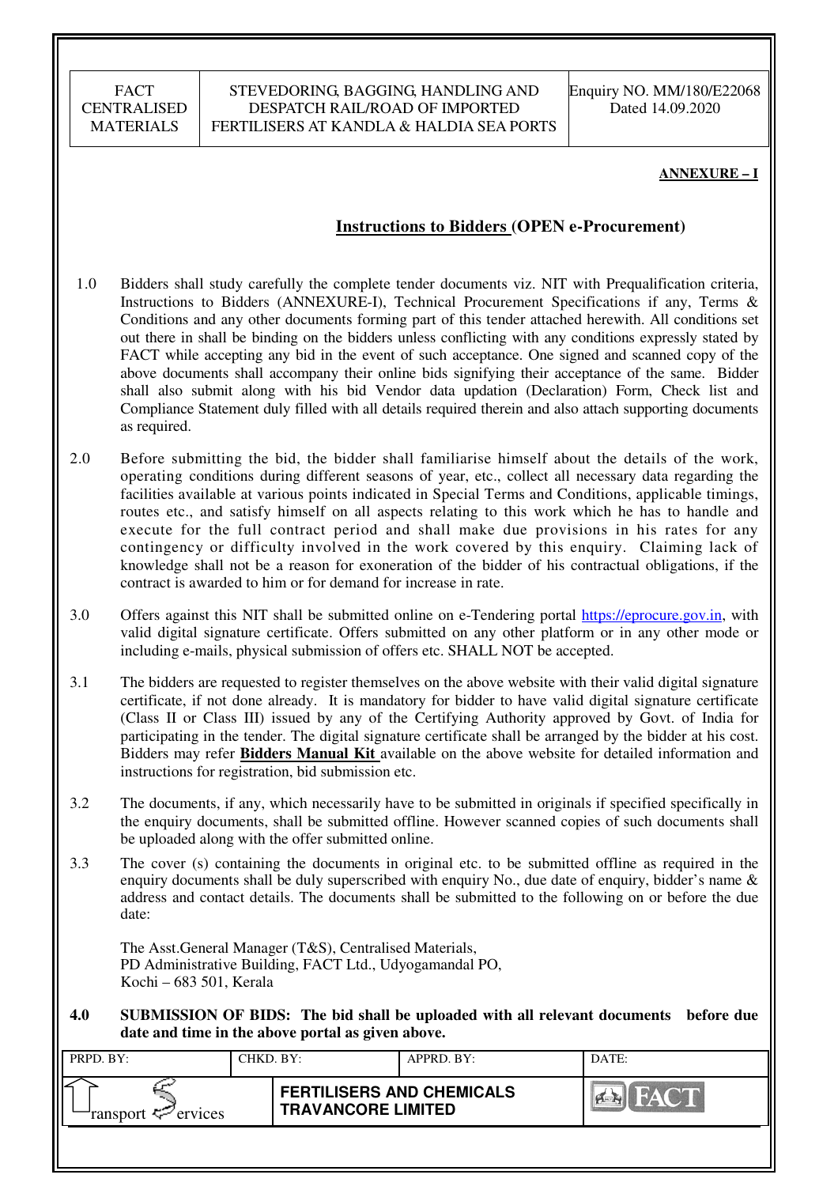**ANNEXURE – I**

## Instructions to Bidders (OPEN e-Procurement)

1.0 Bidders shall study carefully the complete tender documents viz. NIT with Prequalification criteria, Instructions to Bidders (ANNEXURE-I), Technical Procurement Specifications if any, Terms & Conditions and any other documents forming part of this tender attached herewith. All conditions set out there in shall be binding on the bidders unless conflicting with any conditions expressly stated by FACT while accepting any bid in the event of such acceptance. One signed and scanned copy of the above documents shall accompany their online bids signifying their acceptance of the same. Bidder shall also submit along with his bid Vendor data updation (Declaration) Form, Check list and Compliance Statement duly filled with all details required therein and also attach supporting documents as required.

2.0 Before submitting the bid, the bidder shall familiarise himself about the details of the work, operating conditions during different seasons of year, etc., collect all necessary data regarding the facilities available at various points indicated in Special Terms and Conditions, applicable timings, routes etc., and satisfy himself on all aspects relating to this work which he has to handle and execute for the full contract period and shall make due provisions in his rates for any contingency or difficulty involved in the work covered by this enquiry. Claiming lack of knowledge shall not be a reason for exoneration of the bidder of his contractual obligations, if the contract is awarded to him or for demand for increase in rate.

3.0 Offers against this NIT shall be submitted online on e-Tendering portal https://eprocure.gov.in, with valid digital signature certificate. Offers submitted on any other platform or in any other mode or including e-mails, physical submission of offers etc. SHALL NOT be accepted.

3.1 The bidders are requested to register themselves on the above website with their valid digital signature certificate, if not done already. It is mandatory for bidder to have valid digital signature certificate (Class II or Class III) issued by any of the Certifying Authority approved by Govt. of India for participating in the tender. The digital signature certificate shall be arranged by the bidder at his cost. Bidders may refer **Bidders Manual Kit** available on the above website for detailed information and instructions for registration, bid submission etc.

3.2 The documents, if any, which necessarily have to be submitted in originals if specified specifically in the enquiry documents, shall be submitted offline. However scanned copies of such documents shall be uploaded along with the offer submitted online.

3.3 The cover (s) containing the documents in original etc. to be submitted offline as required in the enquiry documents shall be duly superscribed with enquiry No., due date of enquiry, bidder's name & address and contact details. The documents shall be submitted to the following on or before the due date:

The Asst.General Manager (T&S), Centralised Materials,
PD Administrative Building, FACT Ltd., Udyogamandal PO,
Kochi – 683 501, Kerala

**4.0 SUBMISSION OF BIDS: The bid shall be uploaded with all relevant documents before due date and time in the above portal as given above.**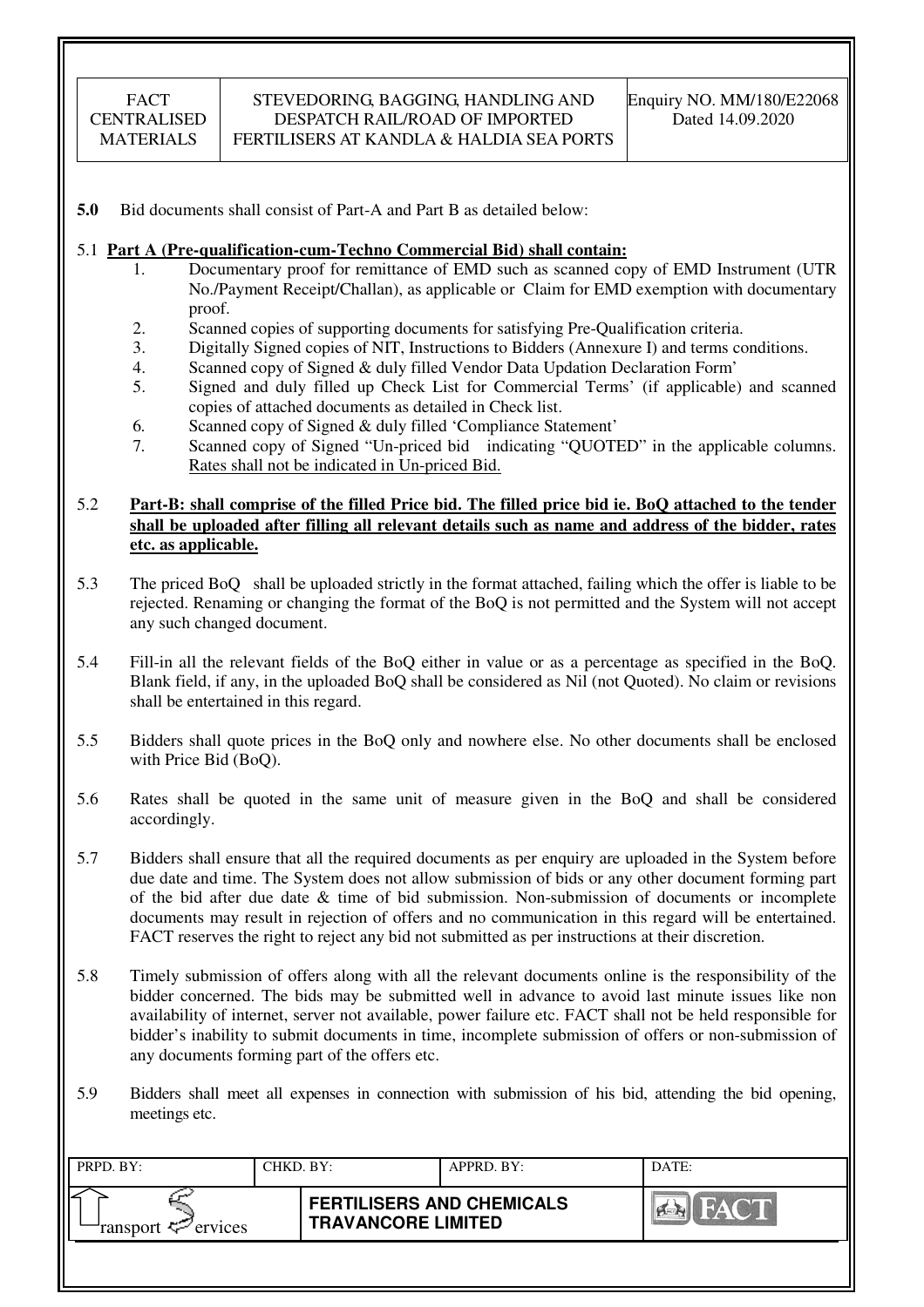**5.0** Bid documents shall consist of Part-A and Part B as detailed below:

5.1 **Part A (Pre-qualification-cum-Techno Commercial Bid) shall contain:**

1. Documentary proof for remittance of EMD such as scanned copy of EMD Instrument (UTR No./Payment Receipt/Challan), as applicable or Claim for EMD exemption with documentary proof.
2. Scanned copies of supporting documents for satisfying Pre-Qualification criteria.
3. Digitally Signed copies of NIT, Instructions to Bidders (Annexure I) and terms conditions.
4. Scanned copy of Signed & duly filled Vendor Data Updation Declaration Form'
5. Signed and duly filled up Check List for Commercial Terms' (if applicable) and scanned copies of attached documents as detailed in Check list.
6. Scanned copy of Signed & duly filled 'Compliance Statement'
7. Scanned copy of Signed "Un-priced bid indicating "QUOTED" in the applicable columns. Rates shall not be indicated in Un-priced Bid.

5.2 **Part-B: shall comprise of the filled Price bid. The filled price bid ie. BoQ attached to the tender shall be uploaded after filling all relevant details such as name and address of the bidder, rates etc. as applicable.**

5.3 The priced BoQ shall be uploaded strictly in the format attached, failing which the offer is liable to be rejected. Renaming or changing the format of the BoQ is not permitted and the System will not accept any such changed document.

5.4 Fill-in all the relevant fields of the BoQ either in value or as a percentage as specified in the BoQ. Blank field, if any, in the uploaded BoQ shall be considered as Nil (not Quoted). No claim or revisions shall be entertained in this regard.

5.5 Bidders shall quote prices in the BoQ only and nowhere else. No other documents shall be enclosed with Price Bid (BoQ).

5.6 Rates shall be quoted in the same unit of measure given in the BoQ and shall be considered accordingly.

5.7 Bidders shall ensure that all the required documents as per enquiry are uploaded in the System before due date and time. The System does not allow submission of bids or any other document forming part of the bid after due date & time of bid submission. Non-submission of documents or incomplete documents may result in rejection of offers and no communication in this regard will be entertained. FACT reserves the right to reject any bid not submitted as per instructions at their discretion.

5.8 Timely submission of offers along with all the relevant documents online is the responsibility of the bidder concerned. The bids may be submitted well in advance to avoid last minute issues like non availability of internet, server not available, power failure etc. FACT shall not be held responsible for bidder's inability to submit documents in time, incomplete submission of offers or non-submission of any documents forming part of the offers etc.

5.9 Bidders shall meet all expenses in connection with submission of his bid, attending the bid opening, meetings etc.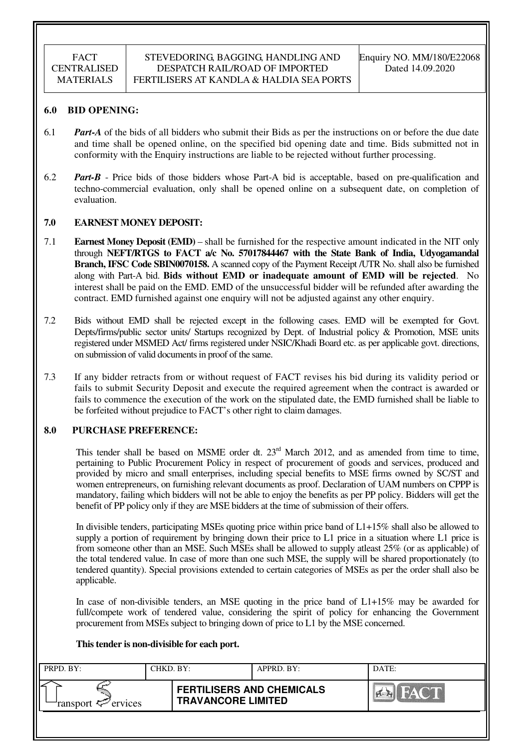## 6.0 BID OPENING:

6.1 ***Part-A*** of the bids of all bidders who submit their Bids as per the instructions on or before the due date and time shall be opened online, on the specified bid opening date and time. Bids submitted not in conformity with the Enquiry instructions are liable to be rejected without further processing.

6.2 ***Part-B*** - Price bids of those bidders whose Part-A bid is acceptable, based on pre-qualification and techno-commercial evaluation, only shall be opened online on a subsequent date, on completion of evaluation.

## 7.0 EARNEST MONEY DEPOSIT:

7.1 **Earnest Money Deposit (EMD)** – shall be furnished for the respective amount indicated in the NIT only through **NEFT/RTGS to FACT a/c No. 57017844467 with the State Bank of India, Udyogamandal Branch, IFSC Code SBIN0070158.** A scanned copy of the Payment Receipt /UTR No. shall also be furnished along with Part-A bid. **Bids without EMD or inadequate amount of EMD will be rejected**. No interest shall be paid on the EMD. EMD of the unsuccessful bidder will be refunded after awarding the contract. EMD furnished against one enquiry will not be adjusted against any other enquiry.

7.2 Bids without EMD shall be rejected except in the following cases. EMD will be exempted for Govt. Depts/firms/public sector units/ Startups recognized by Dept. of Industrial policy & Promotion, MSE units registered under MSMED Act/ firms registered under NSIC/Khadi Board etc. as per applicable govt. directions, on submission of valid documents in proof of the same.

7.3 If any bidder retracts from or without request of FACT revises his bid during its validity period or fails to submit Security Deposit and execute the required agreement when the contract is awarded or fails to commence the execution of the work on the stipulated date, the EMD furnished shall be liable to be forfeited without prejudice to FACT's other right to claim damages.

## 8.0 PURCHASE PREFERENCE:

This tender shall be based on MSME order dt. 23rd March 2012, and as amended from time to time, pertaining to Public Procurement Policy in respect of procurement of goods and services, produced and provided by micro and small enterprises, including special benefits to MSE firms owned by SC/ST and women entrepreneurs, on furnishing relevant documents as proof. Declaration of UAM numbers on CPPP is mandatory, failing which bidders will not be able to enjoy the benefits as per PP policy. Bidders will get the benefit of PP policy only if they are MSE bidders at the time of submission of their offers.

In divisible tenders, participating MSEs quoting price within price band of L1+15% shall also be allowed to supply a portion of requirement by bringing down their price to L1 price in a situation where L1 price is from someone other than an MSE. Such MSEs shall be allowed to supply atleast 25% (or as applicable) of the total tendered value. In case of more than one such MSE, the supply will be shared proportionately (to tendered quantity). Special provisions extended to certain categories of MSEs as per the order shall also be applicable.

In case of non-divisible tenders, an MSE quoting in the price band of L1+15% may be awarded for full/compete work of tendered value, considering the spirit of policy for enhancing the Government procurement from MSEs subject to bringing down of price to L1 by the MSE concerned.

**This tender is non-divisible for each port.**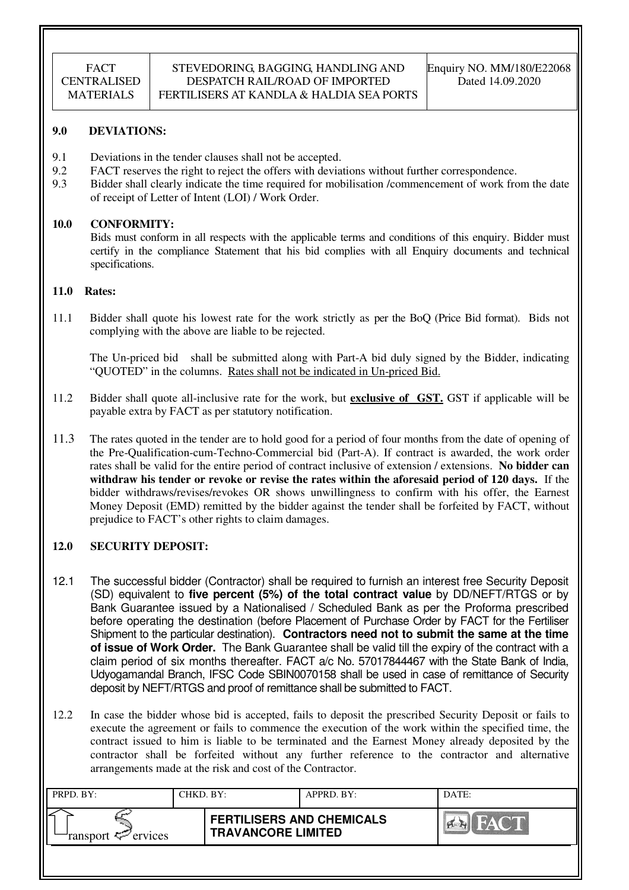## 9.0 DEVIATIONS:

9.1 Deviations in the tender clauses shall not be accepted.

9.2 FACT reserves the right to reject the offers with deviations without further correspondence.

9.3 Bidder shall clearly indicate the time required for mobilisation /commencement of work from the date of receipt of Letter of Intent (LOI) / Work Order.

## 10.0 CONFORMITY:

Bids must conform in all respects with the applicable terms and conditions of this enquiry. Bidder must certify in the compliance Statement that his bid complies with all Enquiry documents and technical specifications.

## 11.0 Rates:

11.1 Bidder shall quote his lowest rate for the work strictly as per the BoQ (Price Bid format). Bids not complying with the above are liable to be rejected.

The Un-priced bid shall be submitted along with Part-A bid duly signed by the Bidder, indicating "QUOTED" in the columns. Rates shall not be indicated in Un-priced Bid.

11.2 Bidder shall quote all-inclusive rate for the work, but **exclusive of GST.** GST if applicable will be payable extra by FACT as per statutory notification.

11.3 The rates quoted in the tender are to hold good for a period of four months from the date of opening of the Pre-Qualification-cum-Techno-Commercial bid (Part-A). If contract is awarded, the work order rates shall be valid for the entire period of contract inclusive of extension / extensions. **No bidder can withdraw his tender or revoke or revise the rates within the aforesaid period of 120 days.** If the bidder withdraws/revises/revokes OR shows unwillingness to confirm with his offer, the Earnest Money Deposit (EMD) remitted by the bidder against the tender shall be forfeited by FACT, without prejudice to FACT's other rights to claim damages.

## 12.0 SECURITY DEPOSIT:

12.1 The successful bidder (Contractor) shall be required to furnish an interest free Security Deposit (SD) equivalent to **five percent (5%) of the total contract value** by DD/NEFT/RTGS or by Bank Guarantee issued by a Nationalised / Scheduled Bank as per the Proforma prescribed before operating the destination (before Placement of Purchase Order by FACT for the Fertiliser Shipment to the particular destination). **Contractors need not to submit the same at the time of issue of Work Order.** The Bank Guarantee shall be valid till the expiry of the contract with a claim period of six months thereafter. FACT a/c No. 57017844467 with the State Bank of India, Udyogamandal Branch, IFSC Code SBIN0070158 shall be used in case of remittance of Security deposit by NEFT/RTGS and proof of remittance shall be submitted to FACT.

12.2 In case the bidder whose bid is accepted, fails to deposit the prescribed Security Deposit or fails to execute the agreement or fails to commence the execution of the work within the specified time, the contract issued to him is liable to be terminated and the Earnest Money already deposited by the contractor shall be forfeited without any further reference to the contractor and alternative arrangements made at the risk and cost of the Contractor.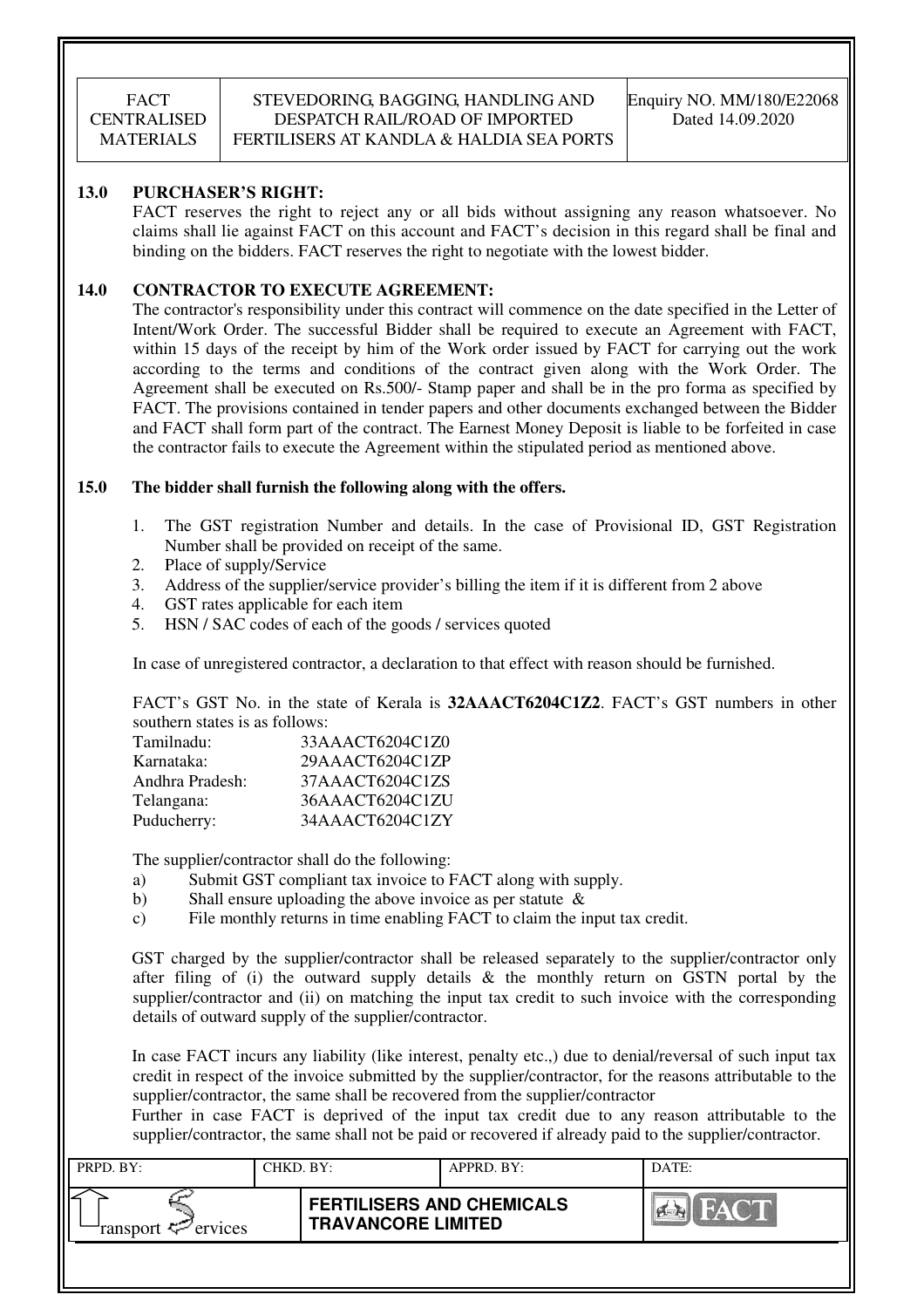## 13.0 PURCHASER'S RIGHT:

FACT reserves the right to reject any or all bids without assigning any reason whatsoever. No claims shall lie against FACT on this account and FACT's decision in this regard shall be final and binding on the bidders. FACT reserves the right to negotiate with the lowest bidder.

## 14.0 CONTRACTOR TO EXECUTE AGREEMENT:

The contractor's responsibility under this contract will commence on the date specified in the Letter of Intent/Work Order. The successful Bidder shall be required to execute an Agreement with FACT, within 15 days of the receipt by him of the Work order issued by FACT for carrying out the work according to the terms and conditions of the contract given along with the Work Order. The Agreement shall be executed on Rs.500/- Stamp paper and shall be in the pro forma as specified by FACT. The provisions contained in tender papers and other documents exchanged between the Bidder and FACT shall form part of the contract. The Earnest Money Deposit is liable to be forfeited in case the contractor fails to execute the Agreement within the stipulated period as mentioned above.

## 15.0 The bidder shall furnish the following along with the offers.

1. The GST registration Number and details. In the case of Provisional ID, GST Registration Number shall be provided on receipt of the same.
2. Place of supply/Service
3. Address of the supplier/service provider's billing the item if it is different from 2 above
4. GST rates applicable for each item
5. HSN / SAC codes of each of the goods / services quoted

In case of unregistered contractor, a declaration to that effect with reason should be furnished.

FACT's GST No. in the state of Kerala is **32AAACT6204C1Z2**. FACT's GST numbers in other southern states is as follows:

| | |
|---|---|
| Tamilnadu: | 33AAACT6204C1Z0 |
| Karnataka: | 29AAACT6204C1ZP |
| Andhra Pradesh: | 37AAACT6204C1ZS |
| Telangana: | 36AAACT6204C1ZU |
| Puducherry: | 34AAACT6204C1ZY |

The supplier/contractor shall do the following:

a) Submit GST compliant tax invoice to FACT along with supply.
b) Shall ensure uploading the above invoice as per statute &
c) File monthly returns in time enabling FACT to claim the input tax credit.

GST charged by the supplier/contractor shall be released separately to the supplier/contractor only after filing of (i) the outward supply details & the monthly return on GSTN portal by the supplier/contractor and (ii) on matching the input tax credit to such invoice with the corresponding details of outward supply of the supplier/contractor.

In case FACT incurs any liability (like interest, penalty etc.,) due to denial/reversal of such input tax credit in respect of the invoice submitted by the supplier/contractor, for the reasons attributable to the supplier/contractor, the same shall be recovered from the supplier/contractor

Further in case FACT is deprived of the input tax credit due to any reason attributable to the supplier/contractor, the same shall not be paid or recovered if already paid to the supplier/contractor.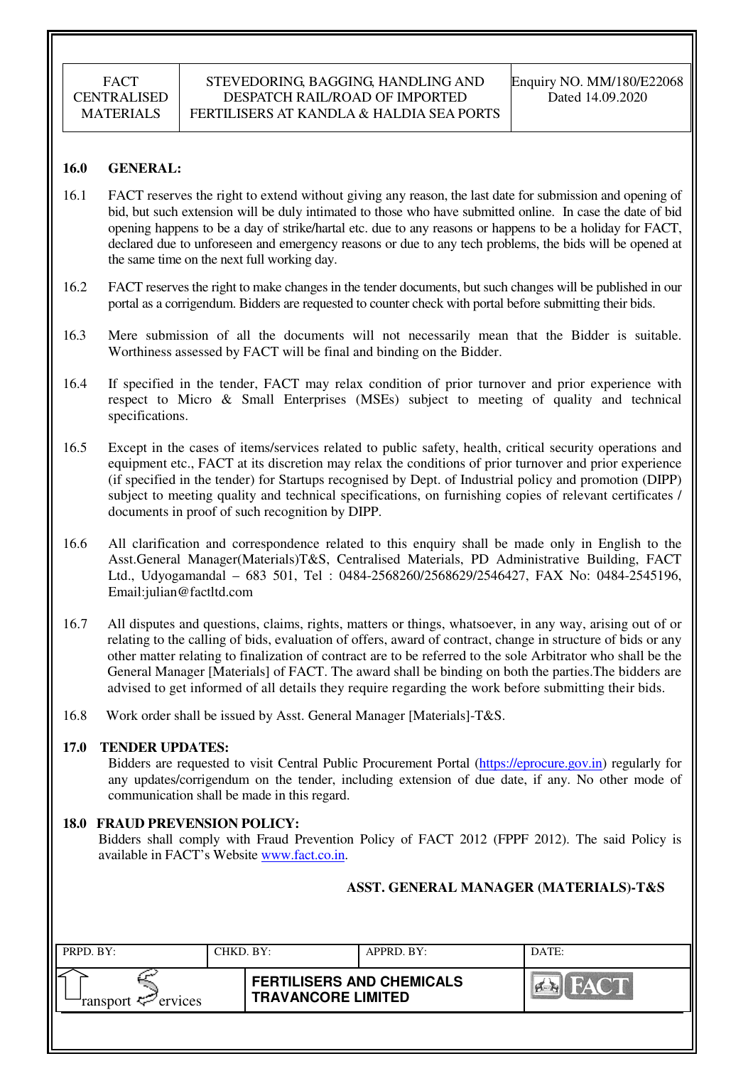## 16.0 GENERAL:

16.1 FACT reserves the right to extend without giving any reason, the last date for submission and opening of bid, but such extension will be duly intimated to those who have submitted online. In case the date of bid opening happens to be a day of strike/hartal etc. due to any reasons or happens to be a holiday for FACT, declared due to unforeseen and emergency reasons or due to any tech problems, the bids will be opened at the same time on the next full working day.

16.2 FACT reserves the right to make changes in the tender documents, but such changes will be published in our portal as a corrigendum. Bidders are requested to counter check with portal before submitting their bids.

16.3 Mere submission of all the documents will not necessarily mean that the Bidder is suitable. Worthiness assessed by FACT will be final and binding on the Bidder.

16.4 If specified in the tender, FACT may relax condition of prior turnover and prior experience with respect to Micro & Small Enterprises (MSEs) subject to meeting of quality and technical specifications.

16.5 Except in the cases of items/services related to public safety, health, critical security operations and equipment etc., FACT at its discretion may relax the conditions of prior turnover and prior experience (if specified in the tender) for Startups recognised by Dept. of Industrial policy and promotion (DIPP) subject to meeting quality and technical specifications, on furnishing copies of relevant certificates / documents in proof of such recognition by DIPP.

16.6 All clarification and correspondence related to this enquiry shall be made only in English to the Asst.General Manager(Materials)T&S, Centralised Materials, PD Administrative Building, FACT Ltd., Udyogamandal – 683 501, Tel : 0484-2568260/2568629/2546427, FAX No: 0484-2545196, Email:julian@factltd.com

16.7 All disputes and questions, claims, rights, matters or things, whatsoever, in any way, arising out of or relating to the calling of bids, evaluation of offers, award of contract, change in structure of bids or any other matter relating to finalization of contract are to be referred to the sole Arbitrator who shall be the General Manager [Materials] of FACT. The award shall be binding on both the parties.The bidders are advised to get informed of all details they require regarding the work before submitting their bids.

16.8 Work order shall be issued by Asst. General Manager [Materials]-T&S.

## 17.0 TENDER UPDATES:

Bidders are requested to visit Central Public Procurement Portal (https://eprocure.gov.in) regularly for any updates/corrigendum on the tender, including extension of due date, if any. No other mode of communication shall be made in this regard.

## 18.0 FRAUD PREVENSION POLICY:

Bidders shall comply with Fraud Prevention Policy of FACT 2012 (FPPF 2012). The said Policy is available in FACT's Website www.fact.co.in.

**ASST. GENERAL MANAGER (MATERIALS)-T&S**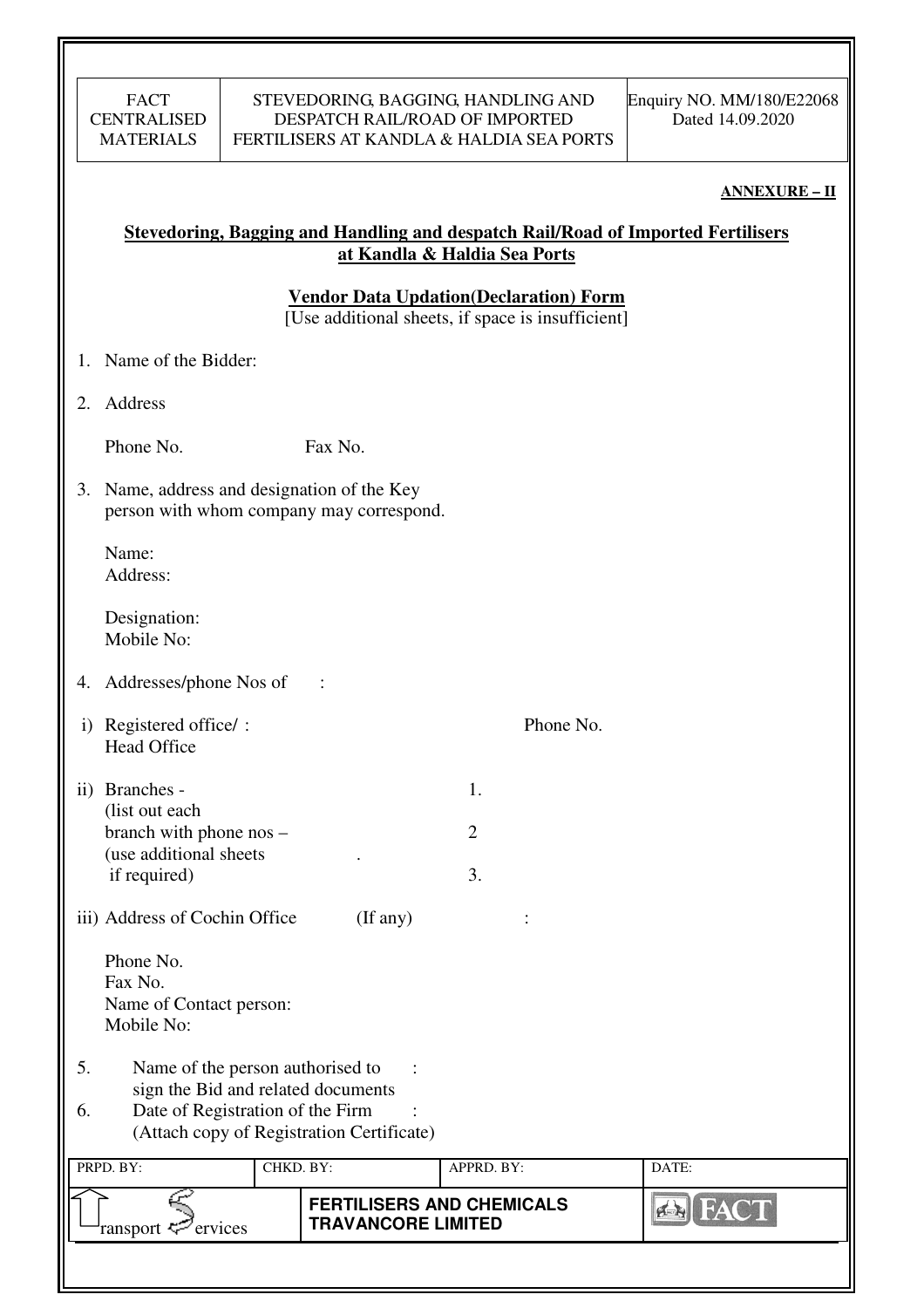**ANNEXURE – II**

## Stevedoring, Bagging and Handling and despatch Rail/Road of Imported Fertilisers at Kandla & Haldia Sea Ports

### Vendor Data Updation(Declaration) Form

[Use additional sheets, if space is insufficient]

1. Name of the Bidder:

2. Address

   Phone No. Fax No.

3. Name, address and designation of the Key person with whom company may correspond.

   Name:
   Address:

   Designation:
   Mobile No:

4. Addresses/phone Nos of :

   i) Registered office/ : Head Office Phone No.

   ii) Branches - (list out each branch with phone nos – (use additional sheets if required)
      1.
      2.
      3.

   iii) Address of Cochin Office (If any) :

   Phone No.
   Fax No.
   Name of Contact person:
   Mobile No:

5. Name of the person authorised to sign the Bid and related documents :

6. Date of Registration of the Firm (Attach copy of Registration Certificate) :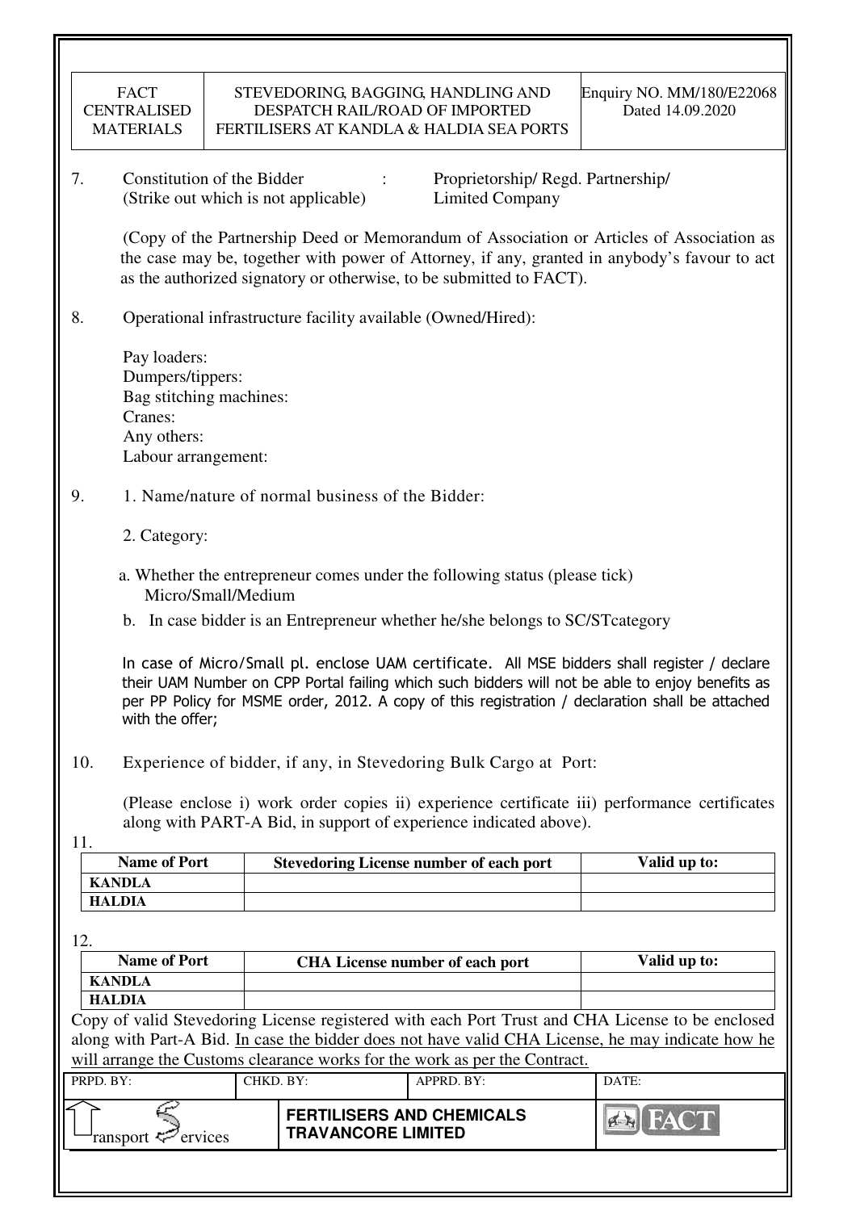7. Constitution of the Bidder : Proprietorship/ Regd. Partnership/
(Strike out which is not applicable) Limited Company

(Copy of the Partnership Deed or Memorandum of Association or Articles of Association as the case may be, together with power of Attorney, if any, granted in anybody's favour to act as the authorized signatory or otherwise, to be submitted to FACT).

8. Operational infrastructure facility available (Owned/Hired):

Pay loaders:
Dumpers/tippers:
Bag stitching machines:
Cranes:
Any others:
Labour arrangement:

9. 1. Name/nature of normal business of the Bidder:

2. Category:

a. Whether the entrepreneur comes under the following status (please tick)
Micro/Small/Medium

b. In case bidder is an Entrepreneur whether he/she belongs to SC/STcategory

In case of Micro/Small pl. enclose UAM certificate. All MSE bidders shall register / declare their UAM Number on CPP Portal failing which such bidders will not be able to enjoy benefits as per PP Policy for MSME order, 2012. A copy of this registration / declaration shall be attached with the offer;

10. Experience of bidder, if any, in Stevedoring Bulk Cargo at Port:

(Please enclose i) work order copies ii) experience certificate iii) performance certificates along with PART-A Bid, in support of experience indicated above).

11.

| Name of Port | Stevedoring License number of each port | Valid up to: |
|---|---|---|
| KANDLA | | |
| HALDIA | | |

12.

| Name of Port | CHA License number of each port | Valid up to: |
|---|---|---|
| KANDLA | | |
| HALDIA | | |

Copy of valid Stevedoring License registered with each Port Trust and CHA License to be enclosed along with Part-A Bid. <u>In case the bidder does not have valid CHA License, he may indicate how he will arrange the Customs clearance works for the work as per the Contract.</u>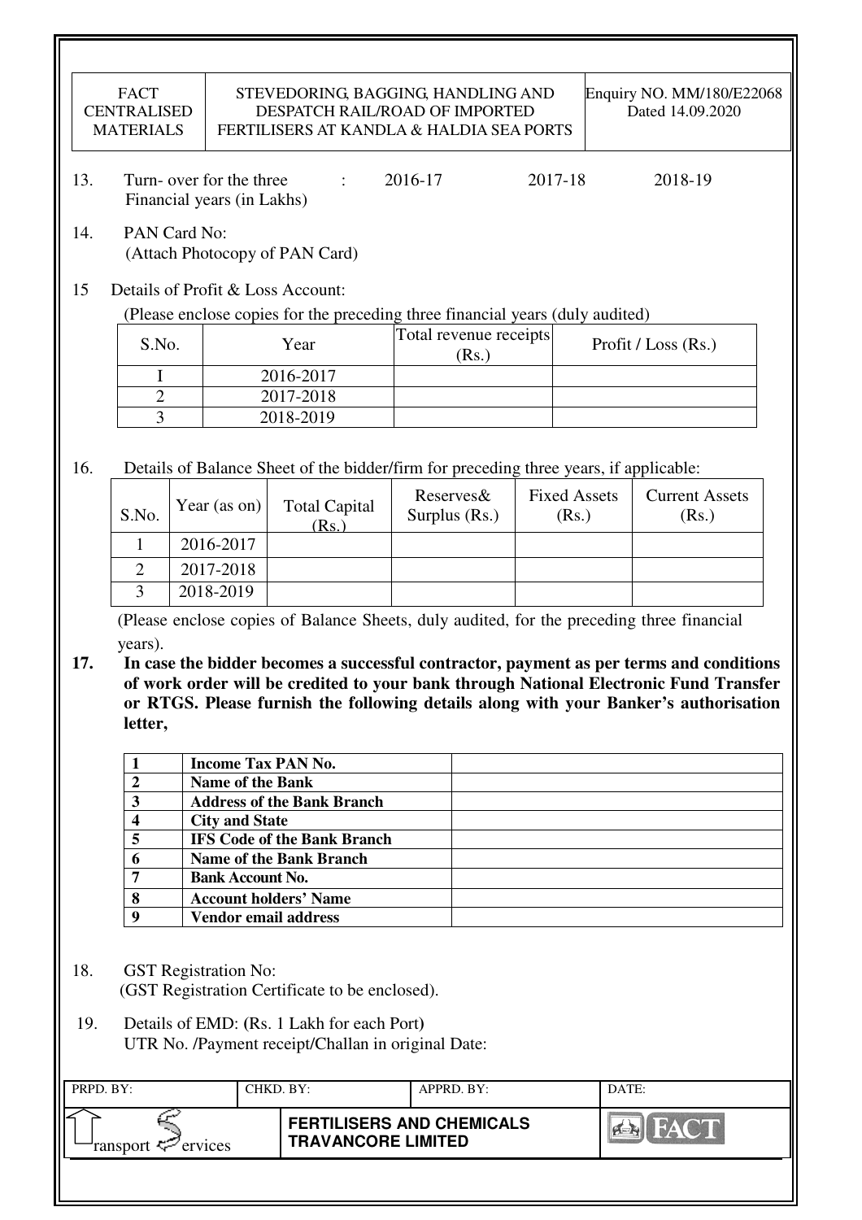13. Turn- over for the three Financial years (in Lakhs) : 2016-17 2017-18 2018-19

14. PAN Card No:
(Attach Photocopy of PAN Card)

15 Details of Profit & Loss Account:

(Please enclose copies for the preceding three financial years (duly audited)

| S.No. | Year | Total revenue receipts (Rs.) | Profit / Loss (Rs.) |
|---|---|---|---|
| I | 2016-2017 | | |
| 2 | 2017-2018 | | |
| 3 | 2018-2019 | | |

16. Details of Balance Sheet of the bidder/firm for preceding three years, if applicable:

| S.No. | Year (as on) | Total Capital (Rs.) | Reserves& Surplus (Rs.) | Fixed Assets (Rs.) | Current Assets (Rs.) |
|---|---|---|---|---|---|
| 1 | 2016-2017 | | | | |
| 2 | 2017-2018 | | | | |
| 3 | 2018-2019 | | | | |

(Please enclose copies of Balance Sheets, duly audited, for the preceding three financial years).

**17. In case the bidder becomes a successful contractor, payment as per terms and conditions of work order will be credited to your bank through National Electronic Fund Transfer or RTGS. Please furnish the following details along with your Banker's authorisation letter,**

| | | |
|---|---|---|
| **1** | **Income Tax PAN No.** | |
| **2** | **Name of the Bank** | |
| **3** | **Address of the Bank Branch** | |
| **4** | **City and State** | |
| **5** | **IFS Code of the Bank Branch** | |
| **6** | **Name of the Bank Branch** | |
| **7** | **Bank Account No.** | |
| **8** | **Account holders' Name** | |
| **9** | **Vendor email address** | |

18. GST Registration No:
(GST Registration Certificate to be enclosed).

19. Details of EMD: (Rs. 1 Lakh for each Port)
UTR No. /Payment receipt/Challan in original Date: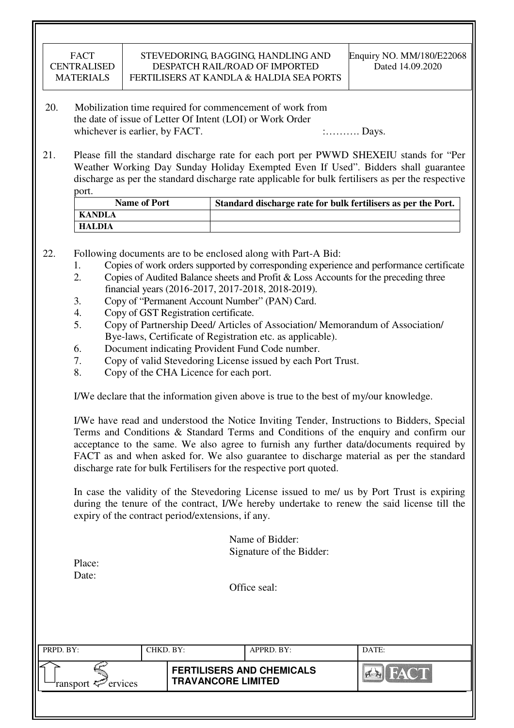20. Mobilization time required for commencement of work from the date of issue of Letter Of Intent (LOI) or Work Order whichever is earlier, by FACT. :………. Days.

21. Please fill the standard discharge rate for each port per PWWD SHEXEIU stands for "Per Weather Working Day Sunday Holiday Exempted Even If Used". Bidders shall guarantee discharge as per the standard discharge rate applicable for bulk fertilisers as per the respective port.

| Name of Port | Standard discharge rate for bulk fertilisers as per the Port. |
|---|---|
| **KANDLA** | |
| **HALDIA** | |

22. Following documents are to be enclosed along with Part-A Bid:
    1. Copies of work orders supported by corresponding experience and performance certificate
    2. Copies of Audited Balance sheets and Profit & Loss Accounts for the preceding three financial years (2016-2017, 2017-2018, 2018-2019).
    3. Copy of "Permanent Account Number" (PAN) Card.
    4. Copy of GST Registration certificate.
    5. Copy of Partnership Deed/ Articles of Association/ Memorandum of Association/ Bye-laws, Certificate of Registration etc. as applicable).
    6. Document indicating Provident Fund Code number.
    7. Copy of valid Stevedoring License issued by each Port Trust.
    8. Copy of the CHA Licence for each port.

I/We declare that the information given above is true to the best of my/our knowledge.

I/We have read and understood the Notice Inviting Tender, Instructions to Bidders, Special Terms and Conditions & Standard Terms and Conditions of the enquiry and confirm our acceptance to the same. We also agree to furnish any further data/documents required by FACT as and when asked for. We also guarantee to discharge material as per the standard discharge rate for bulk Fertilisers for the respective port quoted.

In case the validity of the Stevedoring License issued to me/ us by Port Trust is expiring during the tenure of the contract, I/We hereby undertake to renew the said license till the expiry of the contract period/extensions, if any.

Name of Bidder:
Signature of the Bidder:

Place:
Date:

Office seal: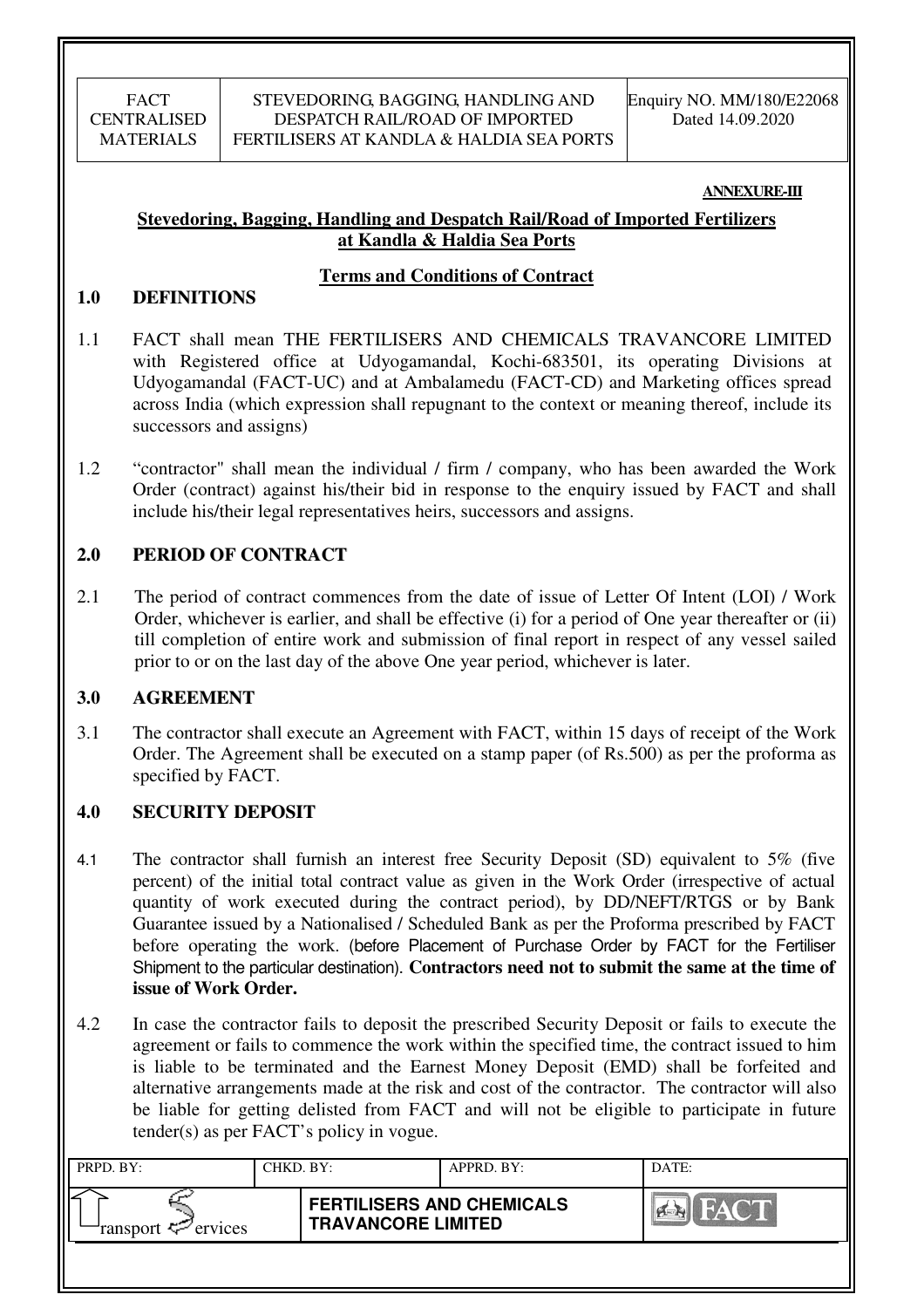**ANNEXURE-III**

## Stevedoring, Bagging, Handling and Despatch Rail/Road of Imported Fertilizers at Kandla & Haldia Sea Ports

### Terms and Conditions of Contract

### 1.0 DEFINITIONS

1.1 FACT shall mean THE FERTILISERS AND CHEMICALS TRAVANCORE LIMITED with Registered office at Udyogamandal, Kochi-683501, its operating Divisions at Udyogamandal (FACT-UC) and at Ambalamedu (FACT-CD) and Marketing offices spread across India (which expression shall repugnant to the context or meaning thereof, include its successors and assigns)

1.2 "contractor" shall mean the individual / firm / company, who has been awarded the Work Order (contract) against his/their bid in response to the enquiry issued by FACT and shall include his/their legal representatives heirs, successors and assigns.

### 2.0 PERIOD OF CONTRACT

2.1 The period of contract commences from the date of issue of Letter Of Intent (LOI) / Work Order, whichever is earlier, and shall be effective (i) for a period of One year thereafter or (ii) till completion of entire work and submission of final report in respect of any vessel sailed prior to or on the last day of the above One year period, whichever is later.

### 3.0 AGREEMENT

3.1 The contractor shall execute an Agreement with FACT, within 15 days of receipt of the Work Order. The Agreement shall be executed on a stamp paper (of Rs.500) as per the proforma as specified by FACT.

### 4.0 SECURITY DEPOSIT

4.1 The contractor shall furnish an interest free Security Deposit (SD) equivalent to 5% (five percent) of the initial total contract value as given in the Work Order (irrespective of actual quantity of work executed during the contract period), by DD/NEFT/RTGS or by Bank Guarantee issued by a Nationalised / Scheduled Bank as per the Proforma prescribed by FACT before operating the work. (before Placement of Purchase Order by FACT for the Fertiliser Shipment to the particular destination). **Contractors need not to submit the same at the time of issue of Work Order.**

4.2 In case the contractor fails to deposit the prescribed Security Deposit or fails to execute the agreement or fails to commence the work within the specified time, the contract issued to him is liable to be terminated and the Earnest Money Deposit (EMD) shall be forfeited and alternative arrangements made at the risk and cost of the contractor. The contractor will also be liable for getting delisted from FACT and will not be eligible to participate in future tender(s) as per FACT's policy in vogue.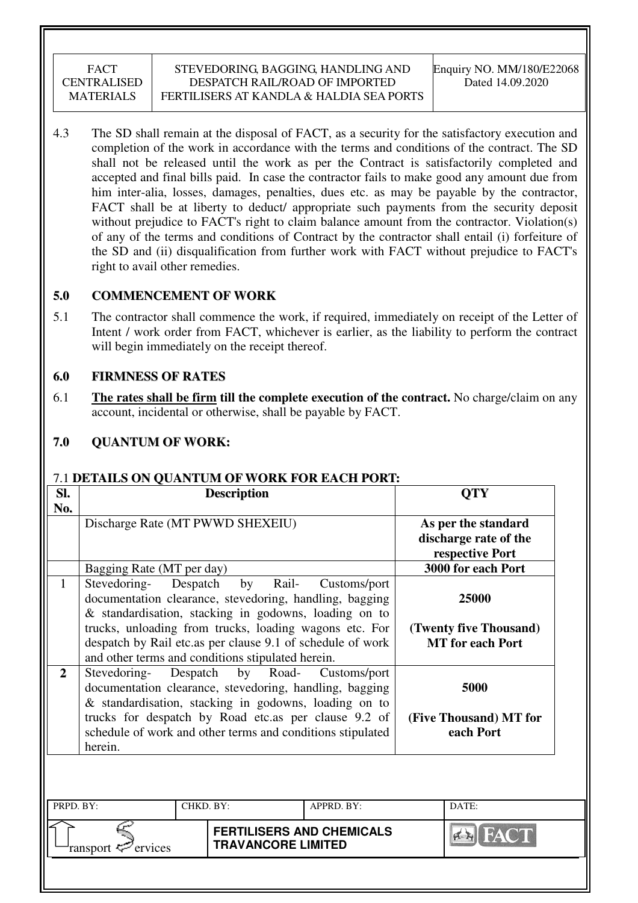4.3 The SD shall remain at the disposal of FACT, as a security for the satisfactory execution and completion of the work in accordance with the terms and conditions of the contract. The SD shall not be released until the work as per the Contract is satisfactorily completed and accepted and final bills paid. In case the contractor fails to make good any amount due from him inter-alia, losses, damages, penalties, dues etc. as may be payable by the contractor, FACT shall be at liberty to deduct/ appropriate such payments from the security deposit without prejudice to FACT's right to claim balance amount from the contractor. Violation(s) of any of the terms and conditions of Contract by the contractor shall entail (i) forfeiture of the SD and (ii) disqualification from further work with FACT without prejudice to FACT's right to avail other remedies.

## 5.0 COMMENCEMENT OF WORK

5.1 The contractor shall commence the work, if required, immediately on receipt of the Letter of Intent / work order from FACT, whichever is earlier, as the liability to perform the contract will begin immediately on the receipt thereof.

## 6.0 FIRMNESS OF RATES

6.1 **The rates shall be firm till the complete execution of the contract.** No charge/claim on any account, incidental or otherwise, shall be payable by FACT.

## 7.0 QUANTUM OF WORK:

7.1 **DETAILS ON QUANTUM OF WORK FOR EACH PORT:**

| Sl. No. | Description | QTY |
|---|---|---|
| | Discharge Rate (MT PWWD SHEXEIU) | **As per the standard discharge rate of the respective Port** |
| | Bagging Rate (MT per day) | **3000 for each Port** |
| 1 | Stevedoring- Despatch by Rail- Customs/port documentation clearance, stevedoring, handling, bagging & standardisation, stacking in godowns, loading on to trucks, unloading from trucks, loading wagons etc. For despatch by Rail etc.as per clause 9.1 of schedule of work and other terms and conditions stipulated herein. | **25000** **(Twenty five Thousand) MT for each Port** |
| **2** | Stevedoring- Despatch by Road- Customs/port documentation clearance, stevedoring, handling, bagging & standardisation, stacking in godowns, loading on to trucks for despatch by Road etc.as per clause 9.2 of schedule of work and other terms and conditions stipulated herein. | **5000** **(Five Thousand) MT for each Port** |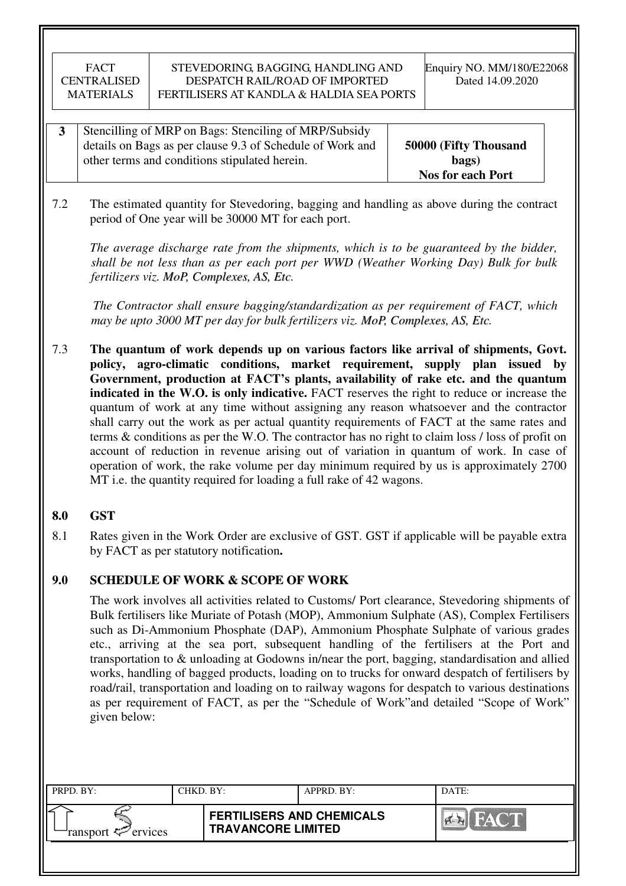| 3 | Stencilling of MRP on Bags: Stenciling of MRP/Subsidy details on Bags as per clause 9.3 of Schedule of Work and other terms and conditions stipulated herein. | **50000 (Fifty Thousand bags) Nos for each Port** |
|---|---|---|

7.2 The estimated quantity for Stevedoring, bagging and handling as above during the contract period of One year will be 30000 MT for each port.

*The average discharge rate from the shipments, which is to be guaranteed by the bidder, shall be not less than as per each port per WWD (Weather Working Day) Bulk for bulk fertilizers viz. **MoP, Complexes, AS, Etc.***

*The Contractor shall ensure bagging/standardization as per requirement of FACT, which may be upto 3000 MT per day for bulk fertilizers viz. **MoP, Complexes, AS, Etc.***

7.3 **The quantum of work depends up on various factors like arrival of shipments, Govt. policy, agro-climatic conditions, market requirement, supply plan issued by Government, production at FACT's plants, availability of rake etc. and the quantum indicated in the W.O. is only indicative.** FACT reserves the right to reduce or increase the quantum of work at any time without assigning any reason whatsoever and the contractor shall carry out the work as per actual quantity requirements of FACT at the same rates and terms & conditions as per the W.O. The contractor has no right to claim loss / loss of profit on account of reduction in revenue arising out of variation in quantum of work. In case of operation of work, the rake volume per day minimum required by us is approximately 2700 MT i.e. the quantity required for loading a full rake of 42 wagons.

## 8.0 GST

8.1 Rates given in the Work Order are exclusive of GST. GST if applicable will be payable extra by FACT as per statutory notification**.**

## 9.0 SCHEDULE OF WORK & SCOPE OF WORK

The work involves all activities related to Customs/ Port clearance, Stevedoring shipments of Bulk fertilisers like Muriate of Potash (MOP), Ammonium Sulphate (AS), Complex Fertilisers such as Di-Ammonium Phosphate (DAP), Ammonium Phosphate Sulphate of various grades etc., arriving at the sea port, subsequent handling of the fertilisers at the Port and transportation to & unloading at Godowns in/near the port, bagging, standardisation and allied works, handling of bagged products, loading on to trucks for onward despatch of fertilisers by road/rail, transportation and loading on to railway wagons for despatch to various destinations as per requirement of FACT, as per the "Schedule of Work"and detailed "Scope of Work" given below: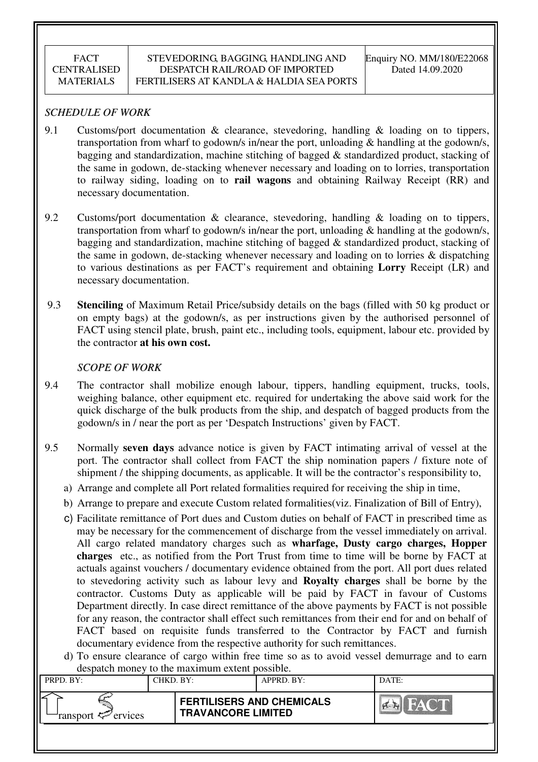*SCHEDULE OF WORK*

9.1 Customs/port documentation & clearance, stevedoring, handling & loading on to tippers, transportation from wharf to godown/s in/near the port, unloading & handling at the godown/s, bagging and standardization, machine stitching of bagged & standardized product, stacking of the same in godown, de-stacking whenever necessary and loading on to lorries, transportation to railway siding, loading on to **rail wagons** and obtaining Railway Receipt (RR) and necessary documentation.

9.2 Customs/port documentation & clearance, stevedoring, handling & loading on to tippers, transportation from wharf to godown/s in/near the port, unloading & handling at the godown/s, bagging and standardization, machine stitching of bagged & standardized product, stacking of the same in godown, de-stacking whenever necessary and loading on to lorries & dispatching to various destinations as per FACT's requirement and obtaining **Lorry** Receipt (LR) and necessary documentation.

9.3 **Stenciling** of Maximum Retail Price/subsidy details on the bags (filled with 50 kg product or on empty bags) at the godown/s, as per instructions given by the authorised personnel of FACT using stencil plate, brush, paint etc., including tools, equipment, labour etc. provided by the contractor **at his own cost.**

*SCOPE OF WORK*

9.4 The contractor shall mobilize enough labour, tippers, handling equipment, trucks, tools, weighing balance, other equipment etc. required for undertaking the above said work for the quick discharge of the bulk products from the ship, and despatch of bagged products from the godown/s in / near the port as per 'Despatch Instructions' given by FACT.

9.5 Normally **seven days** advance notice is given by FACT intimating arrival of vessel at the port. The contractor shall collect from FACT the ship nomination papers / fixture note of shipment / the shipping documents, as applicable. It will be the contractor's responsibility to,

a) Arrange and complete all Port related formalities required for receiving the ship in time,

b) Arrange to prepare and execute Custom related formalities(viz. Finalization of Bill of Entry),

c) Facilitate remittance of Port dues and Custom duties on behalf of FACT in prescribed time as may be necessary for the commencement of discharge from the vessel immediately on arrival. All cargo related mandatory charges such as **wharfage, Dusty cargo charges, Hopper charges** etc., as notified from the Port Trust from time to time will be borne by FACT at actuals against vouchers / documentary evidence obtained from the port. All port dues related to stevedoring activity such as labour levy and **Royalty charges** shall be borne by the contractor. Customs Duty as applicable will be paid by FACT in favour of Customs Department directly. In case direct remittance of the above payments by FACT is not possible for any reason, the contractor shall effect such remittances from their end for and on behalf of FACT based on requisite funds transferred to the Contractor by FACT and furnish documentary evidence from the respective authority for such remittances.

d) To ensure clearance of cargo within free time so as to avoid vessel demurrage and to earn despatch money to the maximum extent possible.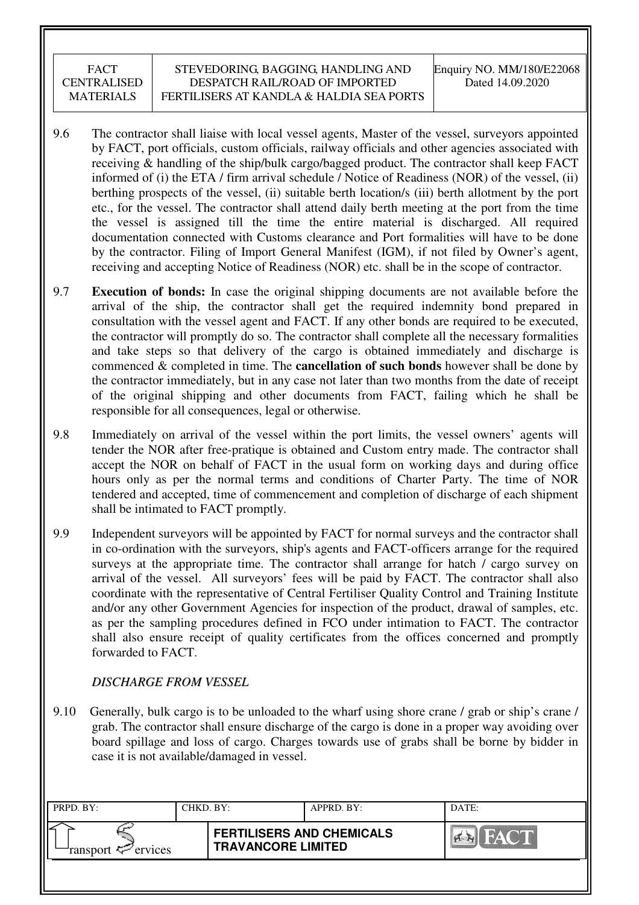9.6 The contractor shall liaise with local vessel agents, Master of the vessel, surveyors appointed by FACT, port officials, custom officials, railway officials and other agencies associated with receiving & handling of the ship/bulk cargo/bagged product. The contractor shall keep FACT informed of (i) the ETA / firm arrival schedule / Notice of Readiness (NOR) of the vessel, (ii) berthing prospects of the vessel, (ii) suitable berth location/s (iii) berth allotment by the port etc., for the vessel. The contractor shall attend daily berth meeting at the port from the time the vessel is assigned till the time the entire material is discharged. All required documentation connected with Customs clearance and Port formalities will have to be done by the contractor. Filing of Import General Manifest (IGM), if not filed by Owner's agent, receiving and accepting Notice of Readiness (NOR) etc. shall be in the scope of contractor.

9.7 **Execution of bonds:** In case the original shipping documents are not available before the arrival of the ship, the contractor shall get the required indemnity bond prepared in consultation with the vessel agent and FACT. If any other bonds are required to be executed, the contractor will promptly do so. The contractor shall complete all the necessary formalities and take steps so that delivery of the cargo is obtained immediately and discharge is commenced & completed in time. The **cancellation of such bonds** however shall be done by the contractor immediately, but in any case not later than two months from the date of receipt of the original shipping and other documents from FACT, failing which he shall be responsible for all consequences, legal or otherwise.

9.8 Immediately on arrival of the vessel within the port limits, the vessel owners' agents will tender the NOR after free-pratique is obtained and Custom entry made. The contractor shall accept the NOR on behalf of FACT in the usual form on working days and during office hours only as per the normal terms and conditions of Charter Party. The time of NOR tendered and accepted, time of commencement and completion of discharge of each shipment shall be intimated to FACT promptly.

9.9 Independent surveyors will be appointed by FACT for normal surveys and the contractor shall in co-ordination with the surveyors, ship's agents and FACT-officers arrange for the required surveys at the appropriate time. The contractor shall arrange for hatch / cargo survey on arrival of the vessel. All surveyors' fees will be paid by FACT. The contractor shall also coordinate with the representative of Central Fertiliser Quality Control and Training Institute and/or any other Government Agencies for inspection of the product, drawal of samples, etc. as per the sampling procedures defined in FCO under intimation to FACT. The contractor shall also ensure receipt of quality certificates from the offices concerned and promptly forwarded to FACT.

*DISCHARGE FROM VESSEL*

9.10 Generally, bulk cargo is to be unloaded to the wharf using shore crane / grab or ship's crane / grab. The contractor shall ensure discharge of the cargo is done in a proper way avoiding over board spillage and loss of cargo. Charges towards use of grabs shall be borne by bidder in case it is not available/damaged in vessel.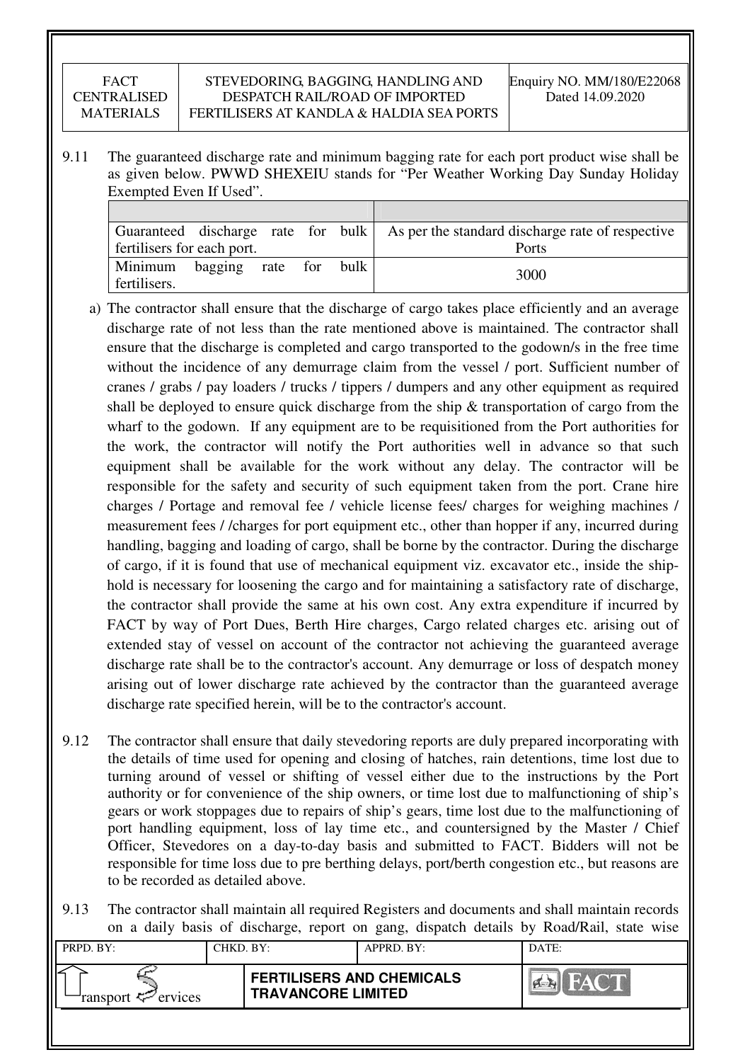9.11 The guaranteed discharge rate and minimum bagging rate for each port product wise shall be as given below. PWWD SHEXEIU stands for "Per Weather Working Day Sunday Holiday Exempted Even If Used".

| | |
|---|---|
| Guaranteed discharge rate for bulk fertilisers for each port. | As per the standard discharge rate of respective Ports |
| Minimum bagging rate for bulk fertilisers. | 3000 |

a) The contractor shall ensure that the discharge of cargo takes place efficiently and an average discharge rate of not less than the rate mentioned above is maintained. The contractor shall ensure that the discharge is completed and cargo transported to the godown/s in the free time without the incidence of any demurrage claim from the vessel / port. Sufficient number of cranes / grabs / pay loaders / trucks / tippers / dumpers and any other equipment as required shall be deployed to ensure quick discharge from the ship & transportation of cargo from the wharf to the godown. If any equipment are to be requisitioned from the Port authorities for the work, the contractor will notify the Port authorities well in advance so that such equipment shall be available for the work without any delay. The contractor will be responsible for the safety and security of such equipment taken from the port. Crane hire charges / Portage and removal fee / vehicle license fees/ charges for weighing machines / measurement fees / /charges for port equipment etc., other than hopper if any, incurred during handling, bagging and loading of cargo, shall be borne by the contractor. During the discharge of cargo, if it is found that use of mechanical equipment viz. excavator etc., inside the ship-hold is necessary for loosening the cargo and for maintaining a satisfactory rate of discharge, the contractor shall provide the same at his own cost. Any extra expenditure if incurred by FACT by way of Port Dues, Berth Hire charges, Cargo related charges etc. arising out of extended stay of vessel on account of the contractor not achieving the guaranteed average discharge rate shall be to the contractor's account. Any demurrage or loss of despatch money arising out of lower discharge rate achieved by the contractor than the guaranteed average discharge rate specified herein, will be to the contractor's account.

9.12 The contractor shall ensure that daily stevedoring reports are duly prepared incorporating with the details of time used for opening and closing of hatches, rain detentions, time lost due to turning around of vessel or shifting of vessel either due to the instructions by the Port authority or for convenience of the ship owners, or time lost due to malfunctioning of ship's gears or work stoppages due to repairs of ship's gears, time lost due to the malfunctioning of port handling equipment, loss of lay time etc., and countersigned by the Master / Chief Officer, Stevedores on a day-to-day basis and submitted to FACT. Bidders will not be responsible for time loss due to pre berthing delays, port/berth congestion etc., but reasons are to be recorded as detailed above.

9.13 The contractor shall maintain all required Registers and documents and shall maintain records on a daily basis of discharge, report on gang, dispatch details by Road/Rail, state wise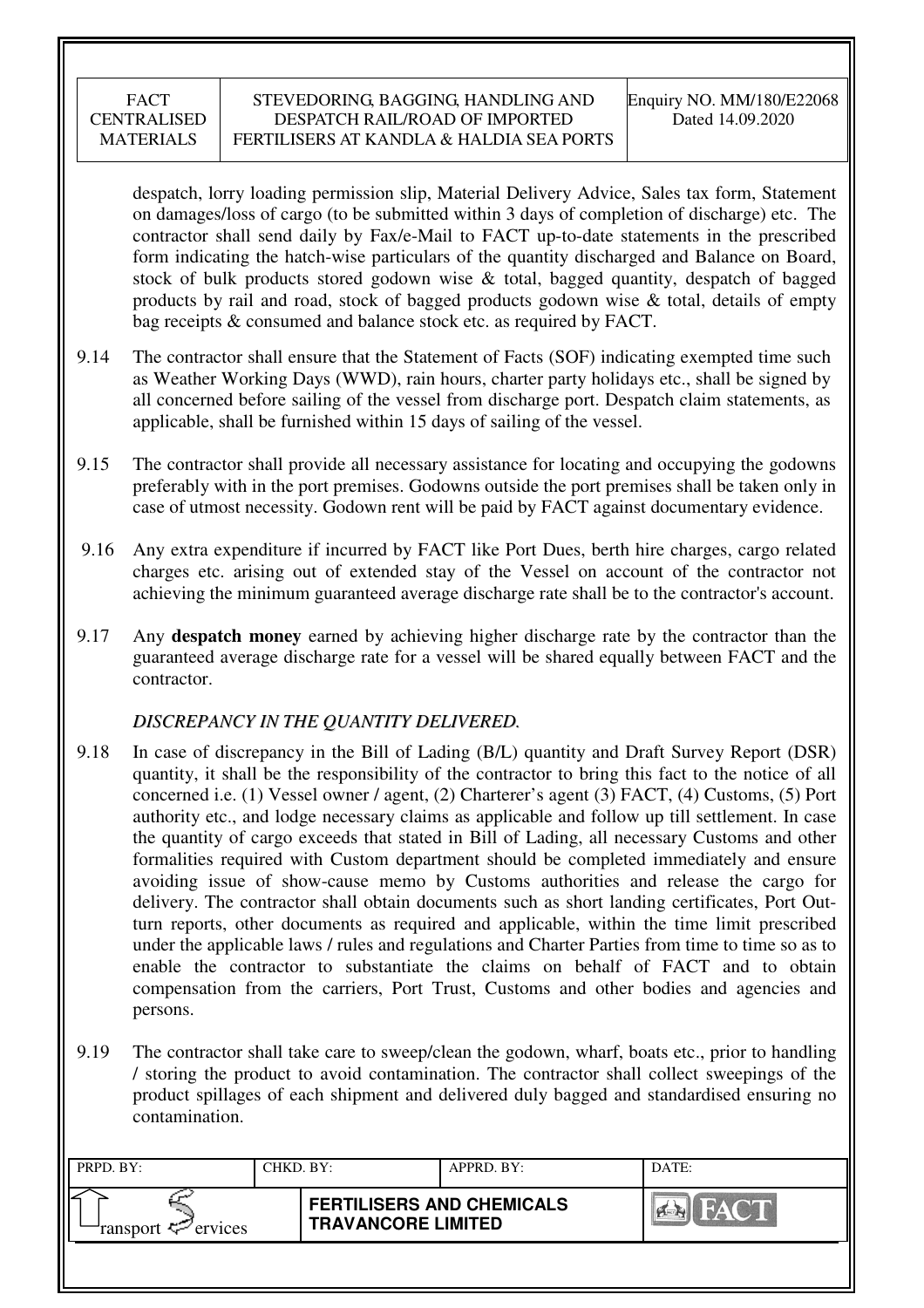despatch, lorry loading permission slip, Material Delivery Advice, Sales tax form, Statement on damages/loss of cargo (to be submitted within 3 days of completion of discharge) etc. The contractor shall send daily by Fax/e-Mail to FACT up-to-date statements in the prescribed form indicating the hatch-wise particulars of the quantity discharged and Balance on Board, stock of bulk products stored godown wise & total, bagged quantity, despatch of bagged products by rail and road, stock of bagged products godown wise & total, details of empty bag receipts & consumed and balance stock etc. as required by FACT.

9.14 The contractor shall ensure that the Statement of Facts (SOF) indicating exempted time such as Weather Working Days (WWD), rain hours, charter party holidays etc., shall be signed by all concerned before sailing of the vessel from discharge port. Despatch claim statements, as applicable, shall be furnished within 15 days of sailing of the vessel.

9.15 The contractor shall provide all necessary assistance for locating and occupying the godowns preferably with in the port premises. Godowns outside the port premises shall be taken only in case of utmost necessity. Godown rent will be paid by FACT against documentary evidence.

9.16 Any extra expenditure if incurred by FACT like Port Dues, berth hire charges, cargo related charges etc. arising out of extended stay of the Vessel on account of the contractor not achieving the minimum guaranteed average discharge rate shall be to the contractor's account.

9.17 Any **despatch money** earned by achieving higher discharge rate by the contractor than the guaranteed average discharge rate for a vessel will be shared equally between FACT and the contractor.

*DISCREPANCY IN THE QUANTITY DELIVERED.*

9.18 In case of discrepancy in the Bill of Lading (B/L) quantity and Draft Survey Report (DSR) quantity, it shall be the responsibility of the contractor to bring this fact to the notice of all concerned i.e. (1) Vessel owner / agent, (2) Charterer's agent (3) FACT, (4) Customs, (5) Port authority etc., and lodge necessary claims as applicable and follow up till settlement. In case the quantity of cargo exceeds that stated in Bill of Lading, all necessary Customs and other formalities required with Custom department should be completed immediately and ensure avoiding issue of show-cause memo by Customs authorities and release the cargo for delivery. The contractor shall obtain documents such as short landing certificates, Port Out-turn reports, other documents as required and applicable, within the time limit prescribed under the applicable laws / rules and regulations and Charter Parties from time to time so as to enable the contractor to substantiate the claims on behalf of FACT and to obtain compensation from the carriers, Port Trust, Customs and other bodies and agencies and persons.

9.19 The contractor shall take care to sweep/clean the godown, wharf, boats etc., prior to handling / storing the product to avoid contamination. The contractor shall collect sweepings of the product spillages of each shipment and delivered duly bagged and standardised ensuring no contamination.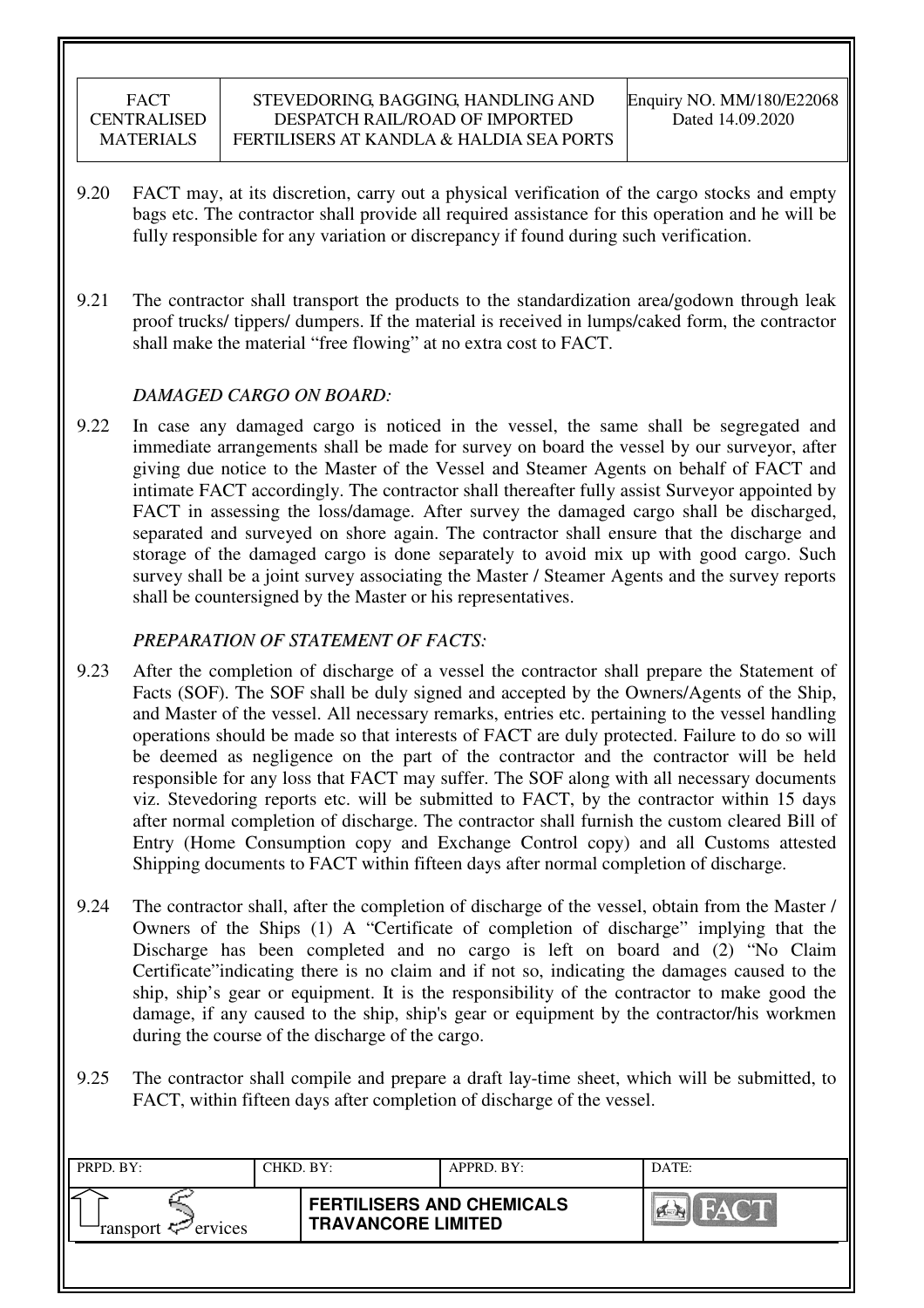9.20 FACT may, at its discretion, carry out a physical verification of the cargo stocks and empty bags etc. The contractor shall provide all required assistance for this operation and he will be fully responsible for any variation or discrepancy if found during such verification.

9.21 The contractor shall transport the products to the standardization area/godown through leak proof trucks/ tippers/ dumpers. If the material is received in lumps/caked form, the contractor shall make the material "free flowing" at no extra cost to FACT.

*DAMAGED CARGO ON BOARD:*

9.22 In case any damaged cargo is noticed in the vessel, the same shall be segregated and immediate arrangements shall be made for survey on board the vessel by our surveyor, after giving due notice to the Master of the Vessel and Steamer Agents on behalf of FACT and intimate FACT accordingly. The contractor shall thereafter fully assist Surveyor appointed by FACT in assessing the loss/damage. After survey the damaged cargo shall be discharged, separated and surveyed on shore again. The contractor shall ensure that the discharge and storage of the damaged cargo is done separately to avoid mix up with good cargo. Such survey shall be a joint survey associating the Master / Steamer Agents and the survey reports shall be countersigned by the Master or his representatives.

*PREPARATION OF STATEMENT OF FACTS:*

9.23 After the completion of discharge of a vessel the contractor shall prepare the Statement of Facts (SOF). The SOF shall be duly signed and accepted by the Owners/Agents of the Ship, and Master of the vessel. All necessary remarks, entries etc. pertaining to the vessel handling operations should be made so that interests of FACT are duly protected. Failure to do so will be deemed as negligence on the part of the contractor and the contractor will be held responsible for any loss that FACT may suffer. The SOF along with all necessary documents viz. Stevedoring reports etc. will be submitted to FACT, by the contractor within 15 days after normal completion of discharge. The contractor shall furnish the custom cleared Bill of Entry (Home Consumption copy and Exchange Control copy) and all Customs attested Shipping documents to FACT within fifteen days after normal completion of discharge.

9.24 The contractor shall, after the completion of discharge of the vessel, obtain from the Master / Owners of the Ships (1) A "Certificate of completion of discharge" implying that the Discharge has been completed and no cargo is left on board and (2) "No Claim Certificate"indicating there is no claim and if not so, indicating the damages caused to the ship, ship's gear or equipment. It is the responsibility of the contractor to make good the damage, if any caused to the ship, ship's gear or equipment by the contractor/his workmen during the course of the discharge of the cargo.

9.25 The contractor shall compile and prepare a draft lay-time sheet, which will be submitted, to FACT, within fifteen days after completion of discharge of the vessel.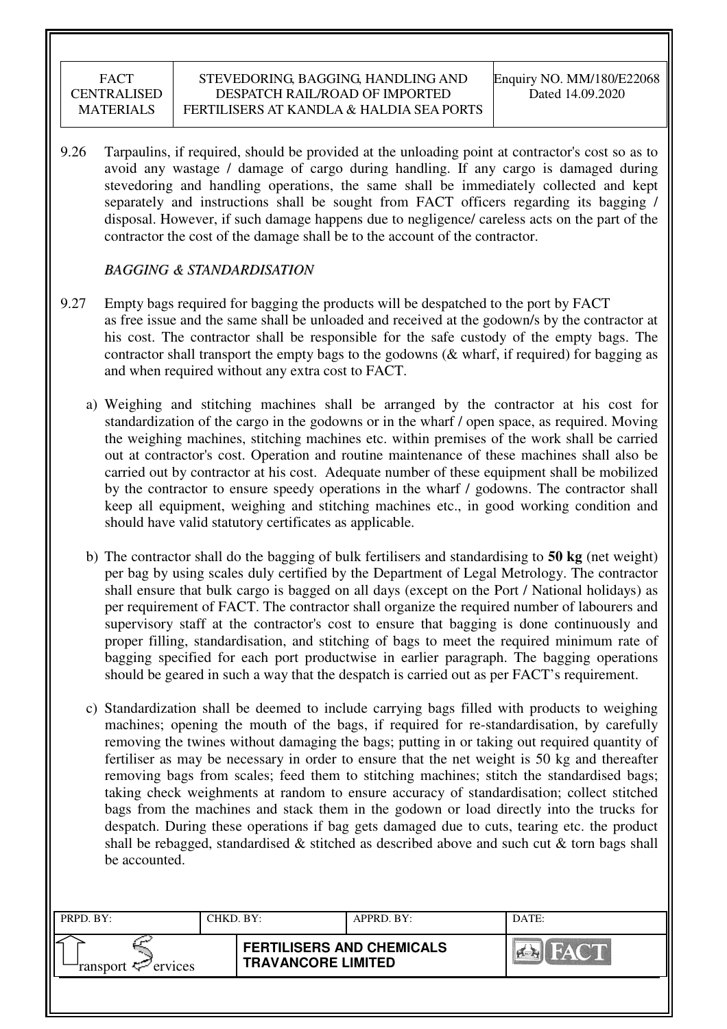9.26 Tarpaulins, if required, should be provided at the unloading point at contractor's cost so as to avoid any wastage / damage of cargo during handling. If any cargo is damaged during stevedoring and handling operations, the same shall be immediately collected and kept separately and instructions shall be sought from FACT officers regarding its bagging / disposal. However, if such damage happens due to negligence/ careless acts on the part of the contractor the cost of the damage shall be to the account of the contractor.

*BAGGING & STANDARDISATION*

9.27 Empty bags required for bagging the products will be despatched to the port by FACT as free issue and the same shall be unloaded and received at the godown/s by the contractor at his cost. The contractor shall be responsible for the safe custody of the empty bags. The contractor shall transport the empty bags to the godowns (& wharf, if required) for bagging as and when required without any extra cost to FACT.

a) Weighing and stitching machines shall be arranged by the contractor at his cost for standardization of the cargo in the godowns or in the wharf / open space, as required. Moving the weighing machines, stitching machines etc. within premises of the work shall be carried out at contractor's cost. Operation and routine maintenance of these machines shall also be carried out by contractor at his cost. Adequate number of these equipment shall be mobilized by the contractor to ensure speedy operations in the wharf / godowns. The contractor shall keep all equipment, weighing and stitching machines etc., in good working condition and should have valid statutory certificates as applicable.

b) The contractor shall do the bagging of bulk fertilisers and standardising to **50 kg** (net weight) per bag by using scales duly certified by the Department of Legal Metrology. The contractor shall ensure that bulk cargo is bagged on all days (except on the Port / National holidays) as per requirement of FACT. The contractor shall organize the required number of labourers and supervisory staff at the contractor's cost to ensure that bagging is done continuously and proper filling, standardisation, and stitching of bags to meet the required minimum rate of bagging specified for each port productwise in earlier paragraph. The bagging operations should be geared in such a way that the despatch is carried out as per FACT's requirement.

c) Standardization shall be deemed to include carrying bags filled with products to weighing machines; opening the mouth of the bags, if required for re-standardisation, by carefully removing the twines without damaging the bags; putting in or taking out required quantity of fertiliser as may be necessary in order to ensure that the net weight is 50 kg and thereafter removing bags from scales; feed them to stitching machines; stitch the standardised bags; taking check weighments at random to ensure accuracy of standardisation; collect stitched bags from the machines and stack them in the godown or load directly into the trucks for despatch. During these operations if bag gets damaged due to cuts, tearing etc. the product shall be rebagged, standardised & stitched as described above and such cut & torn bags shall be accounted.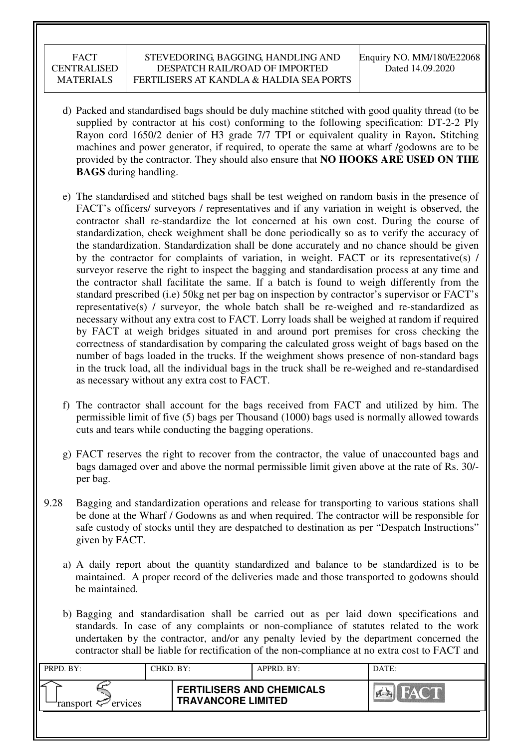d) Packed and standardised bags should be duly machine stitched with good quality thread (to be supplied by contractor at his cost) conforming to the following specification: DT-2-2 Ply Rayon cord 1650/2 denier of H3 grade 7/7 TPI or equivalent quality in Rayon**.** Stitching machines and power generator, if required, to operate the same at wharf /godowns are to be provided by the contractor. They should also ensure that **NO HOOKS ARE USED ON THE BAGS** during handling.

e) The standardised and stitched bags shall be test weighed on random basis in the presence of FACT's officers/ surveyors / representatives and if any variation in weight is observed, the contractor shall re-standardize the lot concerned at his own cost. During the course of standardization, check weighment shall be done periodically so as to verify the accuracy of the standardization. Standardization shall be done accurately and no chance should be given by the contractor for complaints of variation, in weight. FACT or its representative(s) / surveyor reserve the right to inspect the bagging and standardisation process at any time and the contractor shall facilitate the same. If a batch is found to weigh differently from the standard prescribed (i.e) 50kg net per bag on inspection by contractor's supervisor or FACT's representative(s) / surveyor, the whole batch shall be re-weighed and re-standardized as necessary without any extra cost to FACT. Lorry loads shall be weighed at random if required by FACT at weigh bridges situated in and around port premises for cross checking the correctness of standardisation by comparing the calculated gross weight of bags based on the number of bags loaded in the trucks. If the weighment shows presence of non-standard bags in the truck load, all the individual bags in the truck shall be re-weighed and re-standardised as necessary without any extra cost to FACT.

f) The contractor shall account for the bags received from FACT and utilized by him. The permissible limit of five (5) bags per Thousand (1000) bags used is normally allowed towards cuts and tears while conducting the bagging operations.

g) FACT reserves the right to recover from the contractor, the value of unaccounted bags and bags damaged over and above the normal permissible limit given above at the rate of Rs. 30/- per bag.

9.28 Bagging and standardization operations and release for transporting to various stations shall be done at the Wharf / Godowns as and when required. The contractor will be responsible for safe custody of stocks until they are despatched to destination as per "Despatch Instructions" given by FACT.

a) A daily report about the quantity standardized and balance to be standardized is to be maintained. A proper record of the deliveries made and those transported to godowns should be maintained.

b) Bagging and standardisation shall be carried out as per laid down specifications and standards. In case of any complaints or non-compliance of statutes related to the work undertaken by the contractor, and/or any penalty levied by the department concerned the contractor shall be liable for rectification of the non-compliance at no extra cost to FACT and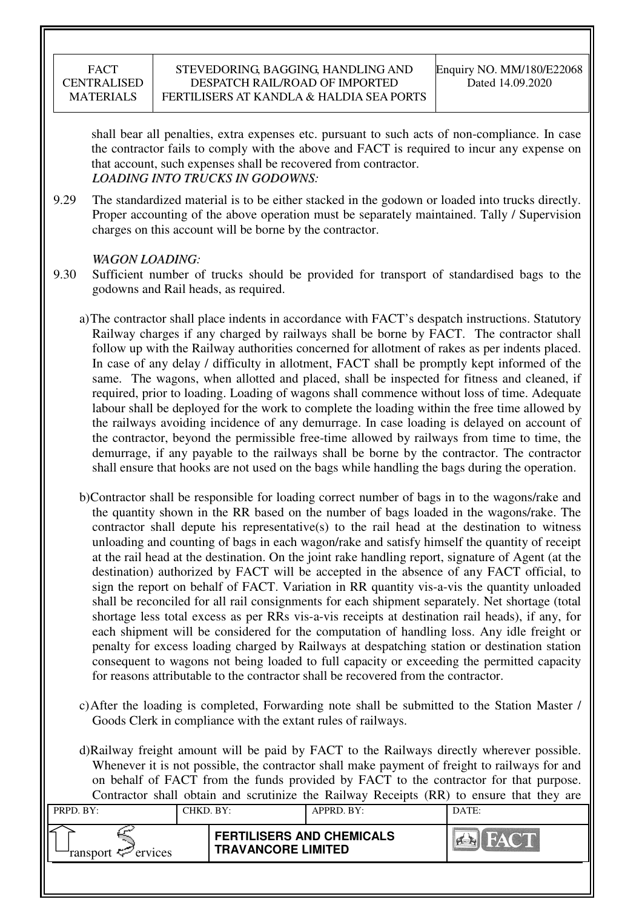shall bear all penalties, extra expenses etc. pursuant to such acts of non-compliance. In case the contractor fails to comply with the above and FACT is required to incur any expense on that account, such expenses shall be recovered from contractor.

***LOADING INTO TRUCKS IN GODOWNS:***

9.29 The standardized material is to be either stacked in the godown or loaded into trucks directly. Proper accounting of the above operation must be separately maintained. Tally / Supervision charges on this account will be borne by the contractor.

***WAGON LOADING:***

9.30 Sufficient number of trucks should be provided for transport of standardised bags to the godowns and Rail heads, as required.

a) The contractor shall place indents in accordance with FACT's despatch instructions. Statutory Railway charges if any charged by railways shall be borne by FACT. The contractor shall follow up with the Railway authorities concerned for allotment of rakes as per indents placed. In case of any delay / difficulty in allotment, FACT shall be promptly kept informed of the same. The wagons, when allotted and placed, shall be inspected for fitness and cleaned, if required, prior to loading. Loading of wagons shall commence without loss of time. Adequate labour shall be deployed for the work to complete the loading within the free time allowed by the railways avoiding incidence of any demurrage. In case loading is delayed on account of the contractor, beyond the permissible free-time allowed by railways from time to time, the demurrage, if any payable to the railways shall be borne by the contractor. The contractor shall ensure that hooks are not used on the bags while handling the bags during the operation.

b) Contractor shall be responsible for loading correct number of bags in to the wagons/rake and the quantity shown in the RR based on the number of bags loaded in the wagons/rake. The contractor shall depute his representative(s) to the rail head at the destination to witness unloading and counting of bags in each wagon/rake and satisfy himself the quantity of receipt at the rail head at the destination. On the joint rake handling report, signature of Agent (at the destination) authorized by FACT will be accepted in the absence of any FACT official, to sign the report on behalf of FACT. Variation in RR quantity vis-a-vis the quantity unloaded shall be reconciled for all rail consignments for each shipment separately. Net shortage (total shortage less total excess as per RRs vis-a-vis receipts at destination rail heads), if any, for each shipment will be considered for the computation of handling loss. Any idle freight or penalty for excess loading charged by Railways at despatching station or destination station consequent to wagons not being loaded to full capacity or exceeding the permitted capacity for reasons attributable to the contractor shall be recovered from the contractor.

c) After the loading is completed, Forwarding note shall be submitted to the Station Master / Goods Clerk in compliance with the extant rules of railways.

d) Railway freight amount will be paid by FACT to the Railways directly wherever possible. Whenever it is not possible, the contractor shall make payment of freight to railways for and on behalf of FACT from the funds provided by FACT to the contractor for that purpose. Contractor shall obtain and scrutinize the Railway Receipts (RR) to ensure that they are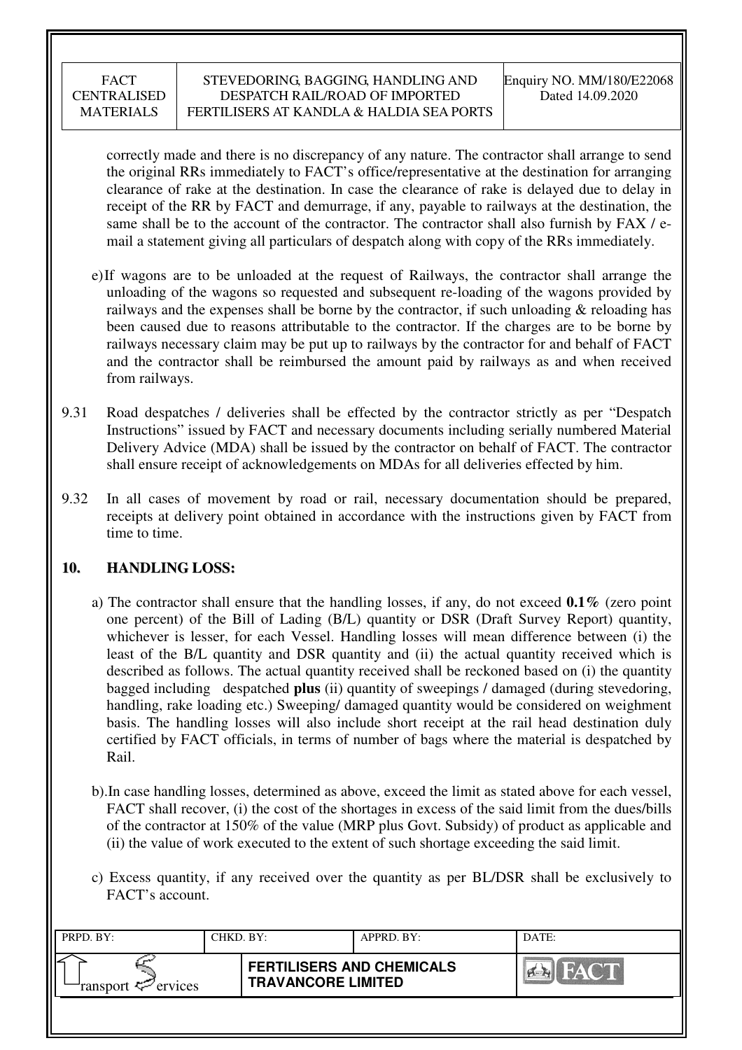correctly made and there is no discrepancy of any nature. The contractor shall arrange to send the original RRs immediately to FACT's office/representative at the destination for arranging clearance of rake at the destination. In case the clearance of rake is delayed due to delay in receipt of the RR by FACT and demurrage, if any, payable to railways at the destination, the same shall be to the account of the contractor. The contractor shall also furnish by FAX / e-mail a statement giving all particulars of despatch along with copy of the RRs immediately.

e) If wagons are to be unloaded at the request of Railways, the contractor shall arrange the unloading of the wagons so requested and subsequent re-loading of the wagons provided by railways and the expenses shall be borne by the contractor, if such unloading & reloading has been caused due to reasons attributable to the contractor. If the charges are to be borne by railways necessary claim may be put up to railways by the contractor for and behalf of FACT and the contractor shall be reimbursed the amount paid by railways as and when received from railways.

9.31 Road despatches / deliveries shall be effected by the contractor strictly as per "Despatch Instructions" issued by FACT and necessary documents including serially numbered Material Delivery Advice (MDA) shall be issued by the contractor on behalf of FACT. The contractor shall ensure receipt of acknowledgements on MDAs for all deliveries effected by him.

9.32 In all cases of movement by road or rail, necessary documentation should be prepared, receipts at delivery point obtained in accordance with the instructions given by FACT from time to time.

## 10. HANDLING LOSS:

a) The contractor shall ensure that the handling losses, if any, do not exceed **0.1%** (zero point one percent) of the Bill of Lading (B/L) quantity or DSR (Draft Survey Report) quantity, whichever is lesser, for each Vessel. Handling losses will mean difference between (i) the least of the B/L quantity and DSR quantity and (ii) the actual quantity received which is described as follows. The actual quantity received shall be reckoned based on (i) the quantity bagged including despatched **plus** (ii) quantity of sweepings / damaged (during stevedoring, handling, rake loading etc.) Sweeping/ damaged quantity would be considered on weighment basis. The handling losses will also include short receipt at the rail head destination duly certified by FACT officials, in terms of number of bags where the material is despatched by Rail.

b). In case handling losses, determined as above, exceed the limit as stated above for each vessel, FACT shall recover, (i) the cost of the shortages in excess of the said limit from the dues/bills of the contractor at 150% of the value (MRP plus Govt. Subsidy) of product as applicable and (ii) the value of work executed to the extent of such shortage exceeding the said limit.

c) Excess quantity, if any received over the quantity as per BL/DSR shall be exclusively to FACT's account.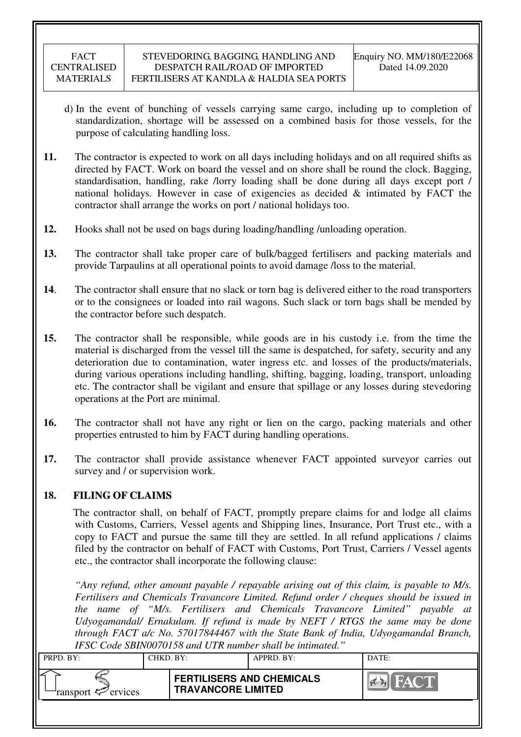d) In the event of bunching of vessels carrying same cargo, including up to completion of standardization, shortage will be assessed on a combined basis for those vessels, for the purpose of calculating handling loss.

**11.** The contractor is expected to work on all days including holidays and on all required shifts as directed by FACT. Work on board the vessel and on shore shall be round the clock. Bagging, standardisation, handling, rake /lorry loading shall be done during all days except port / national holidays. However in case of exigencies as decided & intimated by FACT the contractor shall arrange the works on port / national holidays too.

**12.** Hooks shall not be used on bags during loading/handling /unloading operation.

**13.** The contractor shall take proper care of bulk/bagged fertilisers and packing materials and provide Tarpaulins at all operational points to avoid damage /loss to the material.

**14**. The contractor shall ensure that no slack or torn bag is delivered either to the road transporters or to the consignees or loaded into rail wagons. Such slack or torn bags shall be mended by the contractor before such despatch.

**15.** The contractor shall be responsible, while goods are in his custody i.e. from the time the material is discharged from the vessel till the same is despatched, for safety, security and any deterioration due to contamination, water ingress etc. and losses of the products/materials, during various operations including handling, shifting, bagging, loading, transport, unloading etc. The contractor shall be vigilant and ensure that spillage or any losses during stevedoring operations at the Port are minimal.

**16.** The contractor shall not have any right or lien on the cargo, packing materials and other properties entrusted to him by FACT during handling operations.

**17.** The contractor shall provide assistance whenever FACT appointed surveyor carries out survey and / or supervision work.

## 18. FILING OF CLAIMS

The contractor shall, on behalf of FACT, promptly prepare claims for and lodge all claims with Customs, Carriers, Vessel agents and Shipping lines, Insurance, Port Trust etc., with a copy to FACT and pursue the same till they are settled. In all refund applications / claims filed by the contractor on behalf of FACT with Customs, Port Trust, Carriers / Vessel agents etc., the contractor shall incorporate the following clause:

*"Any refund, other amount payable / repayable arising out of this claim, is payable to M/s. Fertilisers and Chemicals Travancore Limited. Refund order / cheques should be issued in the name of "M/s. Fertilisers and Chemicals Travancore Limited" payable at Udyogamandal/ Ernakulam. If refund is made by NEFT / RTGS the same may be done through FACT a/c No. 57017844467 with the State Bank of India, Udyogamandal Branch, IFSC Code SBIN0070158 and UTR number shall be intimated."*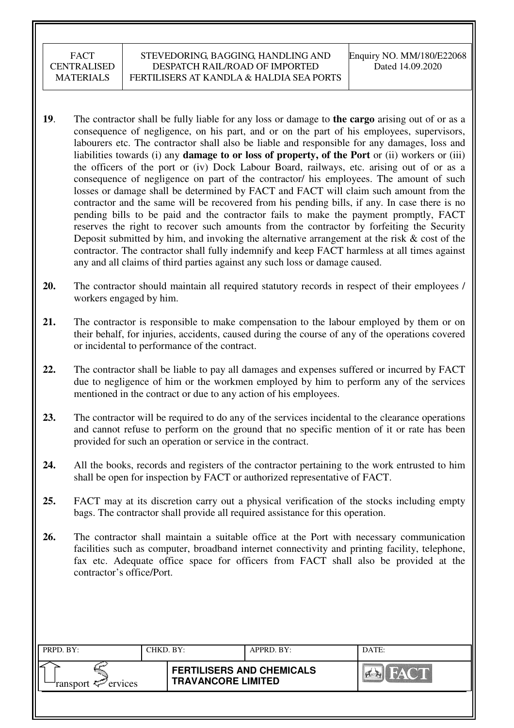**19**. The contractor shall be fully liable for any loss or damage to **the cargo** arising out of or as a consequence of negligence, on his part, and or on the part of his employees, supervisors, labourers etc. The contractor shall also be liable and responsible for any damages, loss and liabilities towards (i) any **damage to or loss of property, of the Port** or (ii) workers or (iii) the officers of the port or (iv) Dock Labour Board, railways, etc. arising out of or as a consequence of negligence on part of the contractor/ his employees. The amount of such losses or damage shall be determined by FACT and FACT will claim such amount from the contractor and the same will be recovered from his pending bills, if any. In case there is no pending bills to be paid and the contractor fails to make the payment promptly, FACT reserves the right to recover such amounts from the contractor by forfeiting the Security Deposit submitted by him, and invoking the alternative arrangement at the risk & cost of the contractor. The contractor shall fully indemnify and keep FACT harmless at all times against any and all claims of third parties against any such loss or damage caused.

**20.** The contractor should maintain all required statutory records in respect of their employees / workers engaged by him.

**21.** The contractor is responsible to make compensation to the labour employed by them or on their behalf, for injuries, accidents, caused during the course of any of the operations covered or incidental to performance of the contract.

**22.** The contractor shall be liable to pay all damages and expenses suffered or incurred by FACT due to negligence of him or the workmen employed by him to perform any of the services mentioned in the contract or due to any action of his employees.

**23.** The contractor will be required to do any of the services incidental to the clearance operations and cannot refuse to perform on the ground that no specific mention of it or rate has been provided for such an operation or service in the contract.

**24.** All the books, records and registers of the contractor pertaining to the work entrusted to him shall be open for inspection by FACT or authorized representative of FACT.

**25.** FACT may at its discretion carry out a physical verification of the stocks including empty bags. The contractor shall provide all required assistance for this operation.

**26.** The contractor shall maintain a suitable office at the Port with necessary communication facilities such as computer, broadband internet connectivity and printing facility, telephone, fax etc. Adequate office space for officers from FACT shall also be provided at the contractor's office/Port.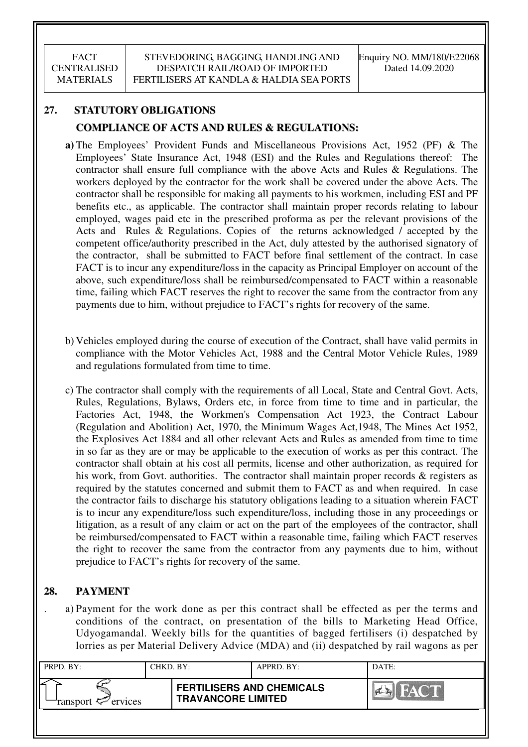## 27. STATUTORY OBLIGATIONS

### COMPLIANCE OF ACTS AND RULES & REGULATIONS:

**a)** The Employees' Provident Funds and Miscellaneous Provisions Act, 1952 (PF) & The Employees' State Insurance Act, 1948 (ESI) and the Rules and Regulations thereof: The contractor shall ensure full compliance with the above Acts and Rules & Regulations. The workers deployed by the contractor for the work shall be covered under the above Acts. The contractor shall be responsible for making all payments to his workmen, including ESI and PF benefits etc., as applicable. The contractor shall maintain proper records relating to labour employed, wages paid etc in the prescribed proforma as per the relevant provisions of the Acts and Rules & Regulations. Copies of the returns acknowledged / accepted by the competent office/authority prescribed in the Act, duly attested by the authorised signatory of the contractor, shall be submitted to FACT before final settlement of the contract. In case FACT is to incur any expenditure/loss in the capacity as Principal Employer on account of the above, such expenditure/loss shall be reimbursed/compensated to FACT within a reasonable time, failing which FACT reserves the right to recover the same from the contractor from any payments due to him, without prejudice to FACT's rights for recovery of the same.

b) Vehicles employed during the course of execution of the Contract, shall have valid permits in compliance with the Motor Vehicles Act, 1988 and the Central Motor Vehicle Rules, 1989 and regulations formulated from time to time.

c) The contractor shall comply with the requirements of all Local, State and Central Govt. Acts, Rules, Regulations, Bylaws, Orders etc, in force from time to time and in particular, the Factories Act, 1948, the Workmen's Compensation Act 1923, the Contract Labour (Regulation and Abolition) Act, 1970, the Minimum Wages Act,1948, The Mines Act 1952, the Explosives Act 1884 and all other relevant Acts and Rules as amended from time to time in so far as they are or may be applicable to the execution of works as per this contract. The contractor shall obtain at his cost all permits, license and other authorization, as required for his work, from Govt. authorities. The contractor shall maintain proper records & registers as required by the statutes concerned and submit them to FACT as and when required. In case the contractor fails to discharge his statutory obligations leading to a situation wherein FACT is to incur any expenditure/loss such expenditure/loss, including those in any proceedings or litigation, as a result of any claim or act on the part of the employees of the contractor, shall be reimbursed/compensated to FACT within a reasonable time, failing which FACT reserves the right to recover the same from the contractor from any payments due to him, without prejudice to FACT's rights for recovery of the same.

## 28. PAYMENT

a) Payment for the work done as per this contract shall be effected as per the terms and conditions of the contract, on presentation of the bills to Marketing Head Office, Udyogamandal. Weekly bills for the quantities of bagged fertilisers (i) despatched by lorries as per Material Delivery Advice (MDA) and (ii) despatched by rail wagons as per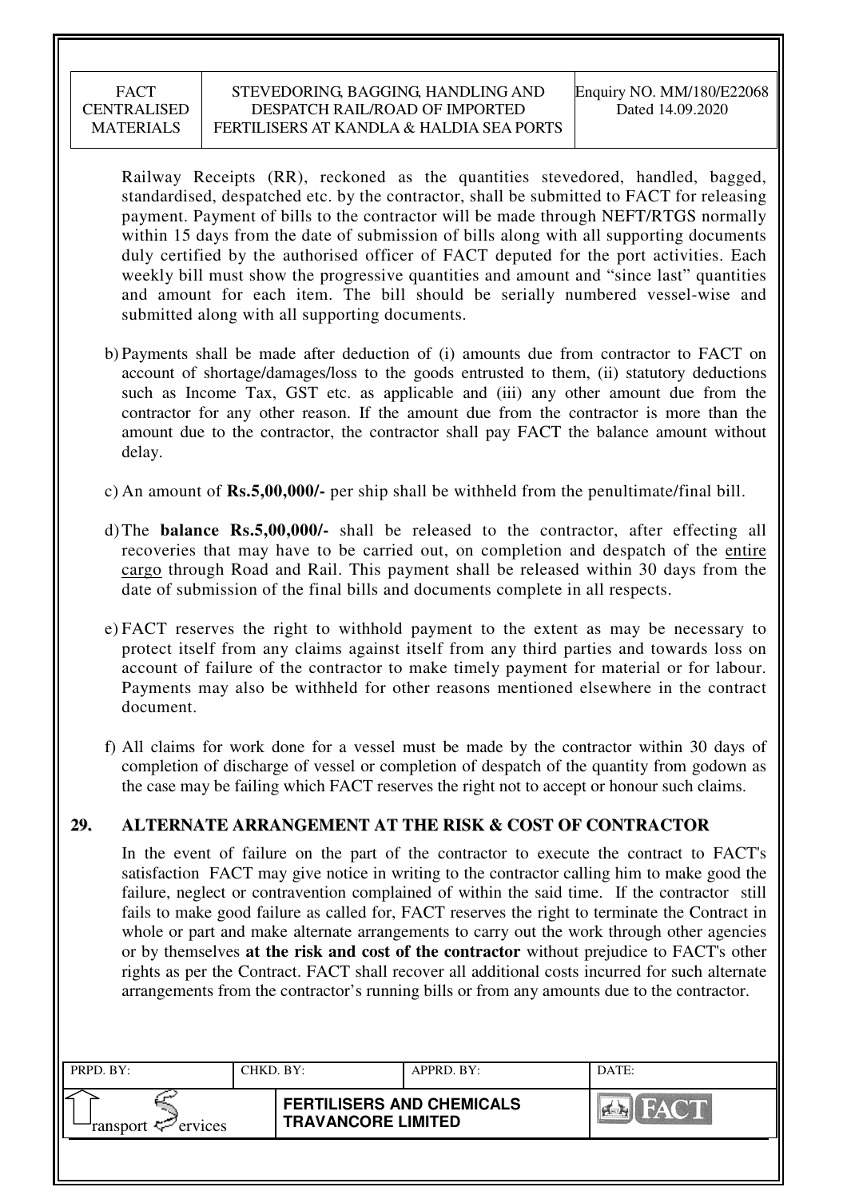Railway Receipts (RR), reckoned as the quantities stevedored, handled, bagged, standardised, despatched etc. by the contractor, shall be submitted to FACT for releasing payment. Payment of bills to the contractor will be made through NEFT/RTGS normally within 15 days from the date of submission of bills along with all supporting documents duly certified by the authorised officer of FACT deputed for the port activities. Each weekly bill must show the progressive quantities and amount and "since last" quantities and amount for each item. The bill should be serially numbered vessel-wise and submitted along with all supporting documents.

b) Payments shall be made after deduction of (i) amounts due from contractor to FACT on account of shortage/damages/loss to the goods entrusted to them, (ii) statutory deductions such as Income Tax, GST etc. as applicable and (iii) any other amount due from the contractor for any other reason. If the amount due from the contractor is more than the amount due to the contractor, the contractor shall pay FACT the balance amount without delay.

c) An amount of **Rs.5,00,000/-** per ship shall be withheld from the penultimate/final bill.

d) The **balance Rs.5,00,000/-** shall be released to the contractor, after effecting all recoveries that may have to be carried out, on completion and despatch of the entire cargo through Road and Rail. This payment shall be released within 30 days from the date of submission of the final bills and documents complete in all respects.

e) FACT reserves the right to withhold payment to the extent as may be necessary to protect itself from any claims against itself from any third parties and towards loss on account of failure of the contractor to make timely payment for material or for labour. Payments may also be withheld for other reasons mentioned elsewhere in the contract document.

f) All claims for work done for a vessel must be made by the contractor within 30 days of completion of discharge of vessel or completion of despatch of the quantity from godown as the case may be failing which FACT reserves the right not to accept or honour such claims.

## 29. ALTERNATE ARRANGEMENT AT THE RISK & COST OF CONTRACTOR

In the event of failure on the part of the contractor to execute the contract to FACT's satisfaction FACT may give notice in writing to the contractor calling him to make good the failure, neglect or contravention complained of within the said time. If the contractor still fails to make good failure as called for, FACT reserves the right to terminate the Contract in whole or part and make alternate arrangements to carry out the work through other agencies or by themselves **at the risk and cost of the contractor** without prejudice to FACT's other rights as per the Contract. FACT shall recover all additional costs incurred for such alternate arrangements from the contractor's running bills or from any amounts due to the contractor.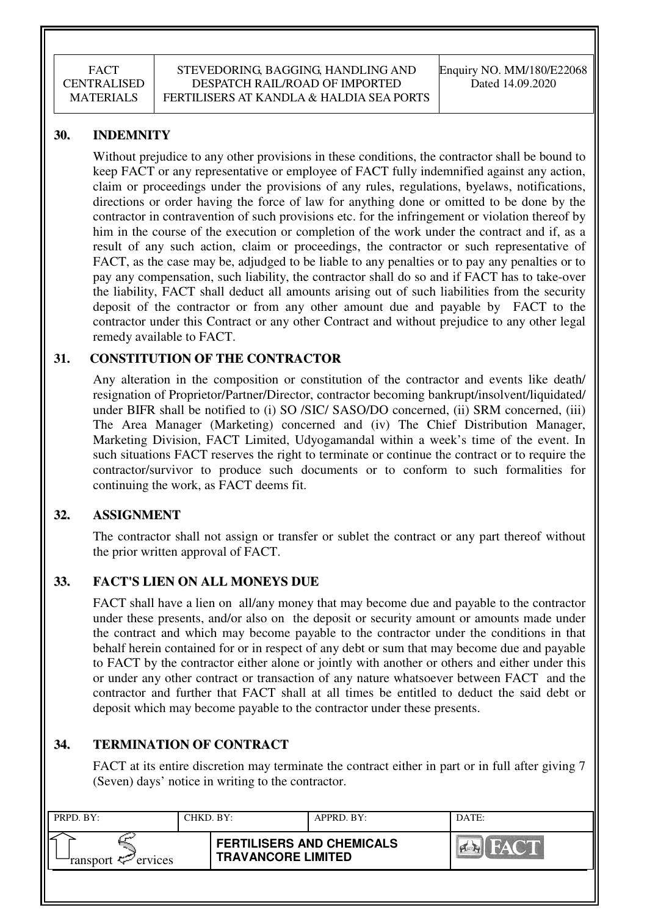## 30. INDEMNITY

Without prejudice to any other provisions in these conditions, the contractor shall be bound to keep FACT or any representative or employee of FACT fully indemnified against any action, claim or proceedings under the provisions of any rules, regulations, byelaws, notifications, directions or order having the force of law for anything done or omitted to be done by the contractor in contravention of such provisions etc. for the infringement or violation thereof by him in the course of the execution or completion of the work under the contract and if, as a result of any such action, claim or proceedings, the contractor or such representative of FACT, as the case may be, adjudged to be liable to any penalties or to pay any penalties or to pay any compensation, such liability, the contractor shall do so and if FACT has to take-over the liability, FACT shall deduct all amounts arising out of such liabilities from the security deposit of the contractor or from any other amount due and payable by FACT to the contractor under this Contract or any other Contract and without prejudice to any other legal remedy available to FACT.

## 31. CONSTITUTION OF THE CONTRACTOR

Any alteration in the composition or constitution of the contractor and events like death/ resignation of Proprietor/Partner/Director, contractor becoming bankrupt/insolvent/liquidated/ under BIFR shall be notified to (i) SO /SIC/ SASO/DO concerned, (ii) SRM concerned, (iii) The Area Manager (Marketing) concerned and (iv) The Chief Distribution Manager, Marketing Division, FACT Limited, Udyogamandal within a week's time of the event. In such situations FACT reserves the right to terminate or continue the contract or to require the contractor/survivor to produce such documents or to conform to such formalities for continuing the work, as FACT deems fit.

## 32. ASSIGNMENT

The contractor shall not assign or transfer or sublet the contract or any part thereof without the prior written approval of FACT.

## 33. FACT'S LIEN ON ALL MONEYS DUE

FACT shall have a lien on all/any money that may become due and payable to the contractor under these presents, and/or also on the deposit or security amount or amounts made under the contract and which may become payable to the contractor under the conditions in that behalf herein contained for or in respect of any debt or sum that may become due and payable to FACT by the contractor either alone or jointly with another or others and either under this or under any other contract or transaction of any nature whatsoever between FACT and the contractor and further that FACT shall at all times be entitled to deduct the said debt or deposit which may become payable to the contractor under these presents.

## 34. TERMINATION OF CONTRACT

FACT at its entire discretion may terminate the contract either in part or in full after giving 7 (Seven) days' notice in writing to the contractor.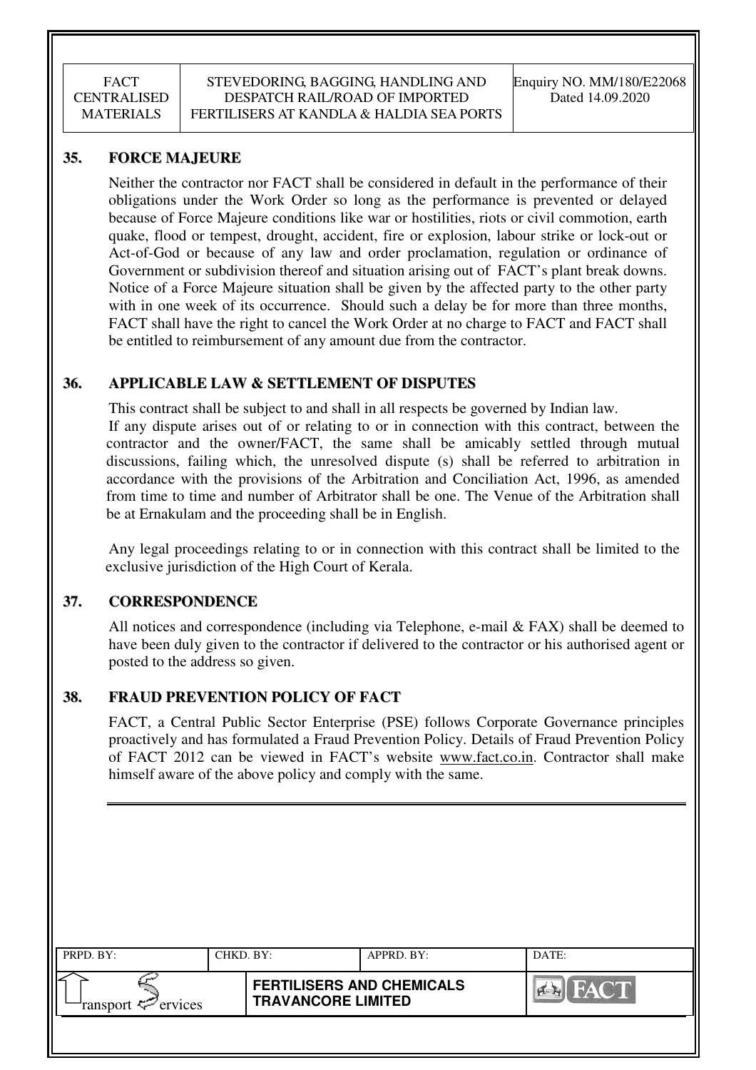## 35. FORCE MAJEURE

Neither the contractor nor FACT shall be considered in default in the performance of their obligations under the Work Order so long as the performance is prevented or delayed because of Force Majeure conditions like war or hostilities, riots or civil commotion, earth quake, flood or tempest, drought, accident, fire or explosion, labour strike or lock-out or Act-of-God or because of any law and order proclamation, regulation or ordinance of Government or subdivision thereof and situation arising out of FACT's plant break downs. Notice of a Force Majeure situation shall be given by the affected party to the other party with in one week of its occurrence. Should such a delay be for more than three months, FACT shall have the right to cancel the Work Order at no charge to FACT and FACT shall be entitled to reimbursement of any amount due from the contractor.

## 36. APPLICABLE LAW & SETTLEMENT OF DISPUTES

This contract shall be subject to and shall in all respects be governed by Indian law.

If any dispute arises out of or relating to or in connection with this contract, between the contractor and the owner/FACT, the same shall be amicably settled through mutual discussions, failing which, the unresolved dispute (s) shall be referred to arbitration in accordance with the provisions of the Arbitration and Conciliation Act, 1996, as amended from time to time and number of Arbitrator shall be one. The Venue of the Arbitration shall be at Ernakulam and the proceeding shall be in English.

Any legal proceedings relating to or in connection with this contract shall be limited to the exclusive jurisdiction of the High Court of Kerala.

## 37. CORRESPONDENCE

All notices and correspondence (including via Telephone, e-mail & FAX) shall be deemed to have been duly given to the contractor if delivered to the contractor or his authorised agent or posted to the address so given.

## 38. FRAUD PREVENTION POLICY OF FACT

FACT, a Central Public Sector Enterprise (PSE) follows Corporate Governance principles proactively and has formulated a Fraud Prevention Policy. Details of Fraud Prevention Policy of FACT 2012 can be viewed in FACT's website www.fact.co.in. Contractor shall make himself aware of the above policy and comply with the same.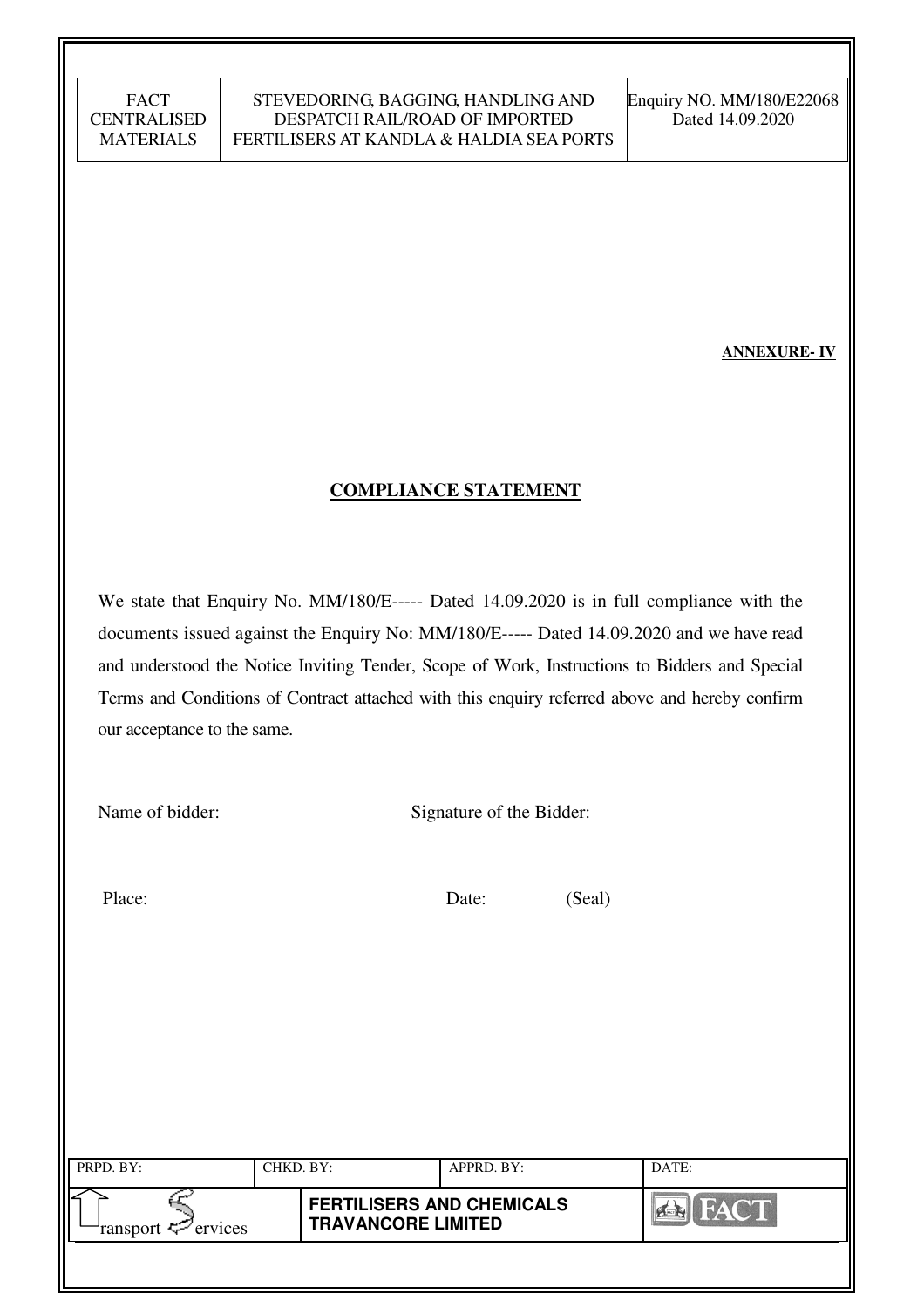**ANNEXURE- IV**

## COMPLIANCE STATEMENT

We state that Enquiry No. MM/180/E----- Dated 14.09.2020 is in full compliance with the documents issued against the Enquiry No: MM/180/E----- Dated 14.09.2020 and we have read and understood the Notice Inviting Tender, Scope of Work, Instructions to Bidders and Special Terms and Conditions of Contract attached with this enquiry referred above and hereby confirm our acceptance to the same.

Name of bidder: Signature of the Bidder:

Place: Date: (Seal)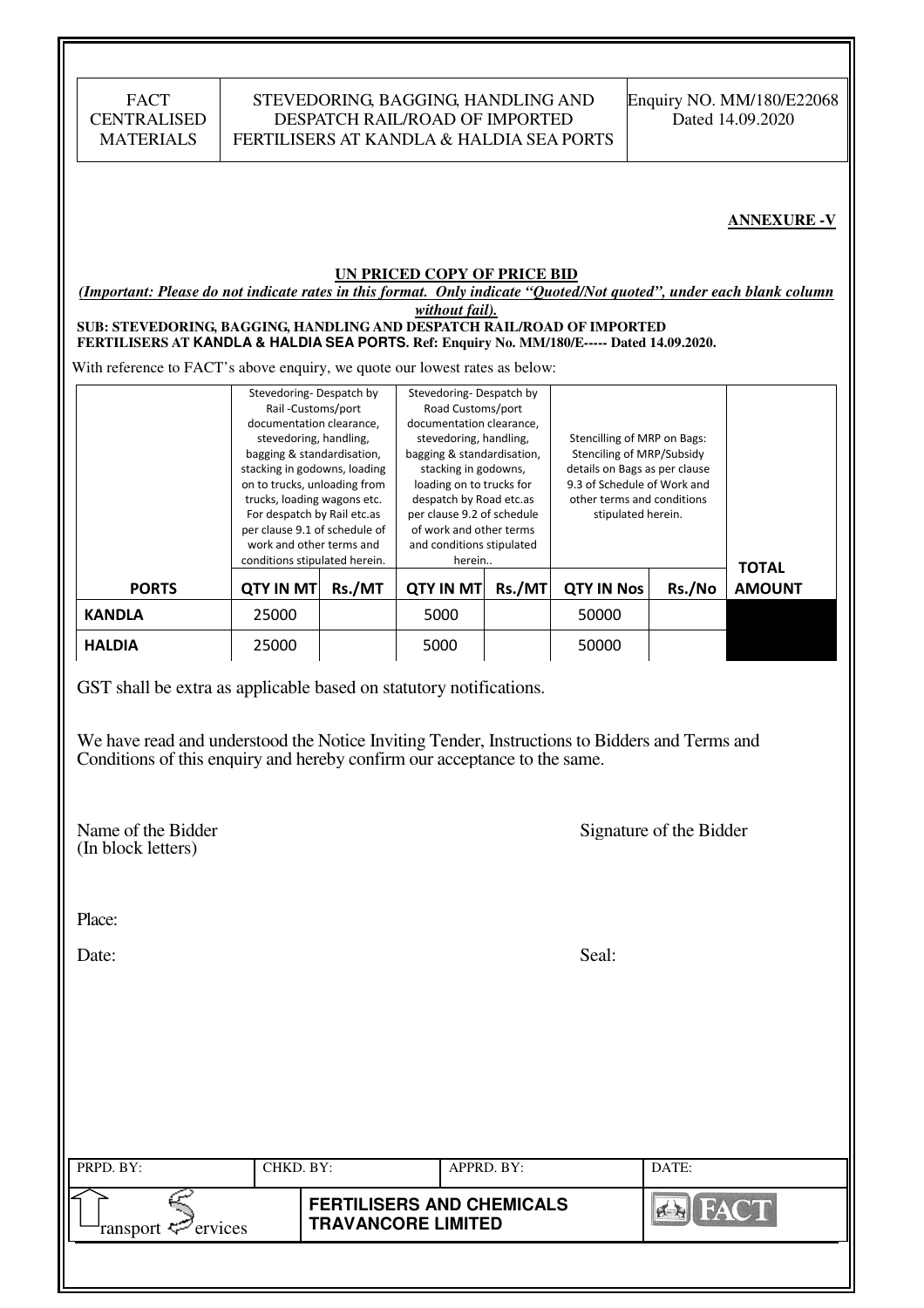**ANNEXURE -V**

**UN PRICED COPY OF PRICE BID**

***(Important: Please do not indicate rates in this format. Only indicate "Quoted/Not quoted", under each blank column without fail).***

**SUB: STEVEDORING, BAGGING, HANDLING AND DESPATCH RAIL/ROAD OF IMPORTED FERTILISERS AT KANDLA & HALDIA SEA PORTS. Ref: Enquiry No. MM/180/E----- Dated 14.09.2020.**

With reference to FACT's above enquiry, we quote our lowest rates as below:

| | Stevedoring- Despatch by Rail -Customs/port documentation clearance, stevedoring, handling, bagging & standardisation, stacking in godowns, loading on to trucks, unloading from trucks, loading wagons etc. For despatch by Rail etc.as per clause 9.1 of schedule of work and other terms and conditions stipulated herein. | | Stevedoring- Despatch by Road Customs/port documentation clearance, stevedoring, handling, bagging & standardisation, stacking in godowns, loading on to trucks for despatch by Road etc.as per clause 9.2 of schedule of work and other terms and conditions stipulated herein.. | | Stencilling of MRP on Bags: Stenciling of MRP/Subsidy details on Bags as per clause 9.3 of Schedule of Work and other terms and conditions stipulated herein. | | |
|---|---|---|---|---|---|---|---|
| **PORTS** | **QTY IN MT** | **Rs./MT** | **QTY IN MT** | **Rs./MT** | **QTY IN Nos** | **Rs./No** | **TOTAL AMOUNT** |
| **KANDLA** | 25000 | | 5000 | | 50000 | | |
| **HALDIA** | 25000 | | 5000 | | 50000 | | |

GST shall be extra as applicable based on statutory notifications.

We have read and understood the Notice Inviting Tender, Instructions to Bidders and Terms and Conditions of this enquiry and hereby confirm our acceptance to the same.

Name of the Bidder (In block letters)

Signature of the Bidder

Place:

Date:

Seal: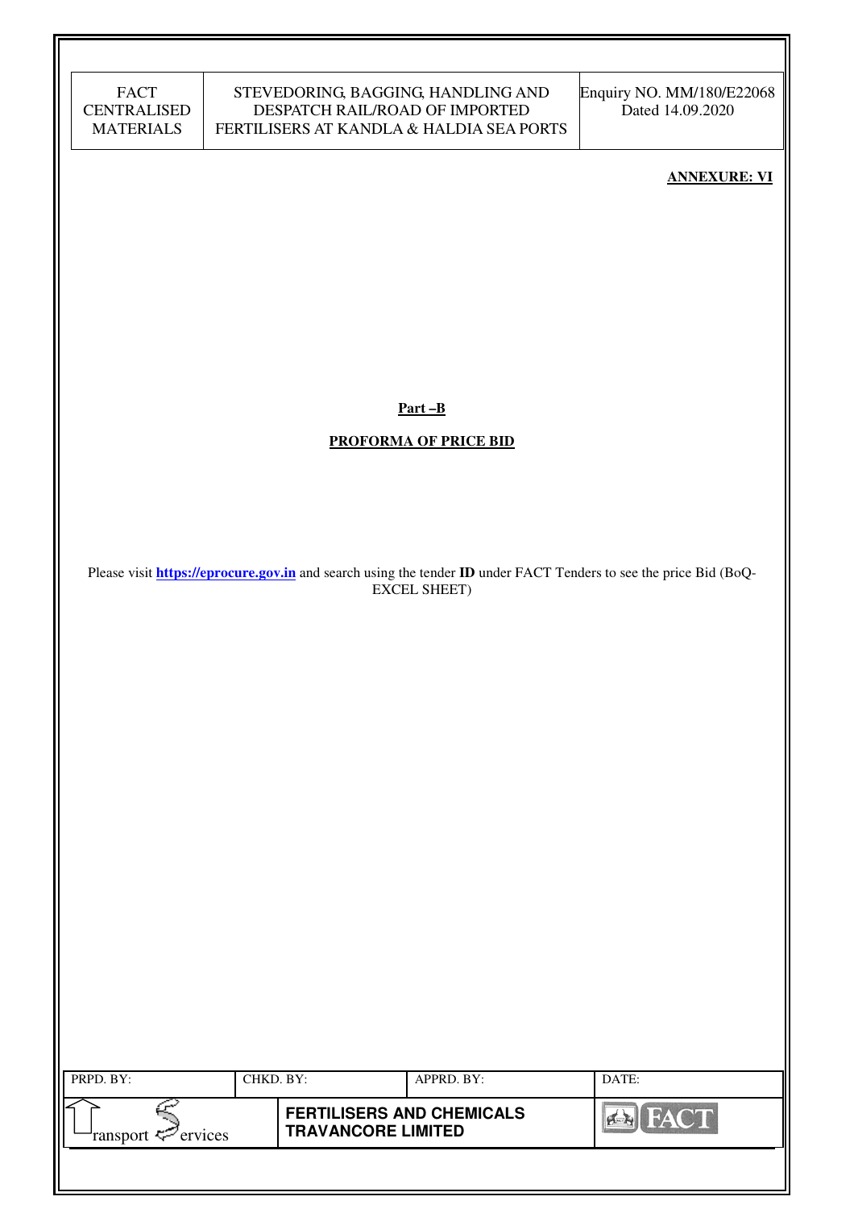**ANNEXURE: VI**

## Part –B

## PROFORMA OF PRICE BID

Please visit **https://eprocure.gov.in** and search using the tender **ID** under FACT Tenders to see the price Bid (BoQ-EXCEL SHEET)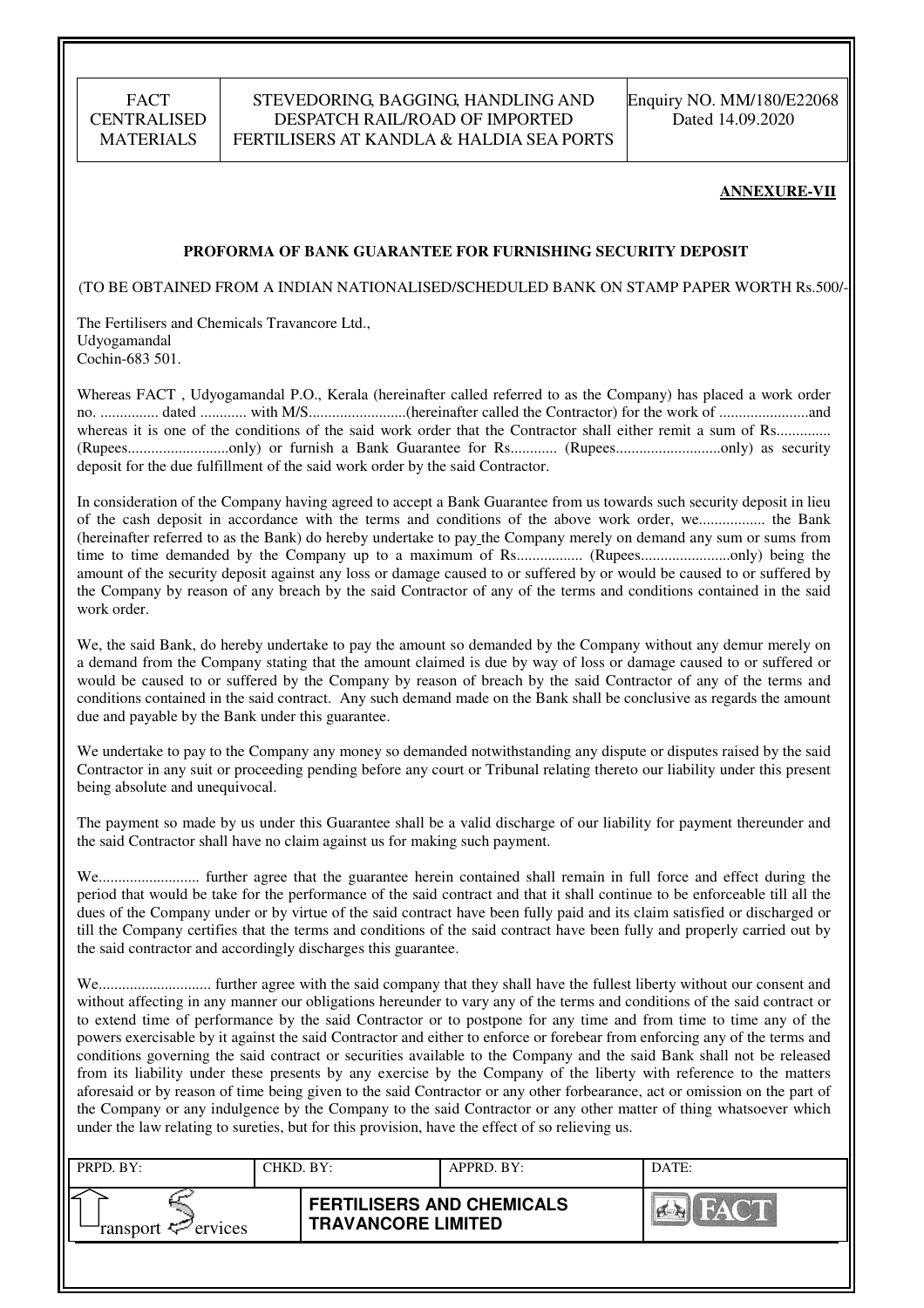**ANNEXURE-VII**

**PROFORMA OF BANK GUARANTEE FOR FURNISHING SECURITY DEPOSIT**

(TO BE OBTAINED FROM A INDIAN NATIONALISED/SCHEDULED BANK ON STAMP PAPER WORTH Rs.500/-

The Fertilisers and Chemicals Travancore Ltd.,
Udyogamandal
Cochin-683 501.

Whereas FACT , Udyogamandal P.O., Kerala (hereinafter called referred to as the Company) has placed a work order no. ............... dated ............ with M/S.........................(hereinafter called the Contractor) for the work of .......................and whereas it is one of the conditions of the said work order that the Contractor shall either remit a sum of Rs............. (Rupees..........................only) or furnish a Bank Guarantee for Rs............ (Rupees...........................only) as security deposit for the due fulfillment of the said work order by the said Contractor.

In consideration of the Company having agreed to accept a Bank Guarantee from us towards such security deposit in lieu of the cash deposit in accordance with the terms and conditions of the above work order, we................. the Bank (hereinafter referred to as the Bank) do hereby undertake to pay the Company merely on demand any sum or sums from time to time demanded by the Company up to a maximum of Rs................. (Rupees.......................only) being the amount of the security deposit against any loss or damage caused to or suffered by or would be caused to or suffered by the Company by reason of any breach by the said Contractor of any of the terms and conditions contained in the said work order.

We, the said Bank, do hereby undertake to pay the amount so demanded by the Company without any demur merely on a demand from the Company stating that the amount claimed is due by way of loss or damage caused to or suffered or would be caused to or suffered by the Company by reason of breach by the said Contractor of any of the terms and conditions contained in the said contract. Any such demand made on the Bank shall be conclusive as regards the amount due and payable by the Bank under this guarantee.

We undertake to pay to the Company any money so demanded notwithstanding any dispute or disputes raised by the said Contractor in any suit or proceeding pending before any court or Tribunal relating thereto our liability under this present being absolute and unequivocal.

The payment so made by us under this Guarantee shall be a valid discharge of our liability for payment thereunder and the said Contractor shall have no claim against us for making such payment.

We.......................... further agree that the guarantee herein contained shall remain in full force and effect during the period that would be take for the performance of the said contract and that it shall continue to be enforceable till all the dues of the Company under or by virtue of the said contract have been fully paid and its claim satisfied or discharged or till the Company certifies that the terms and conditions of the said contract have been fully and properly carried out by the said contractor and accordingly discharges this guarantee.

We............................ further agree with the said company that they shall have the fullest liberty without our consent and without affecting in any manner our obligations hereunder to vary any of the terms and conditions of the said contract or to extend time of performance by the said Contractor or to postpone for any time and from time to time any of the powers exercisable by it against the said Contractor and either to enforce or forebear from enforcing any of the terms and conditions governing the said contract or securities available to the Company and the said Bank shall not be released from its liability under these presents by any exercise by the Company of the liberty with reference to the matters aforesaid or by reason of time being given to the said Contractor or any other forbearance, act or omission on the part of the Company or any indulgence by the Company to the said Contractor or any other matter of thing whatsoever which under the law relating to sureties, but for this provision, have the effect of so relieving us.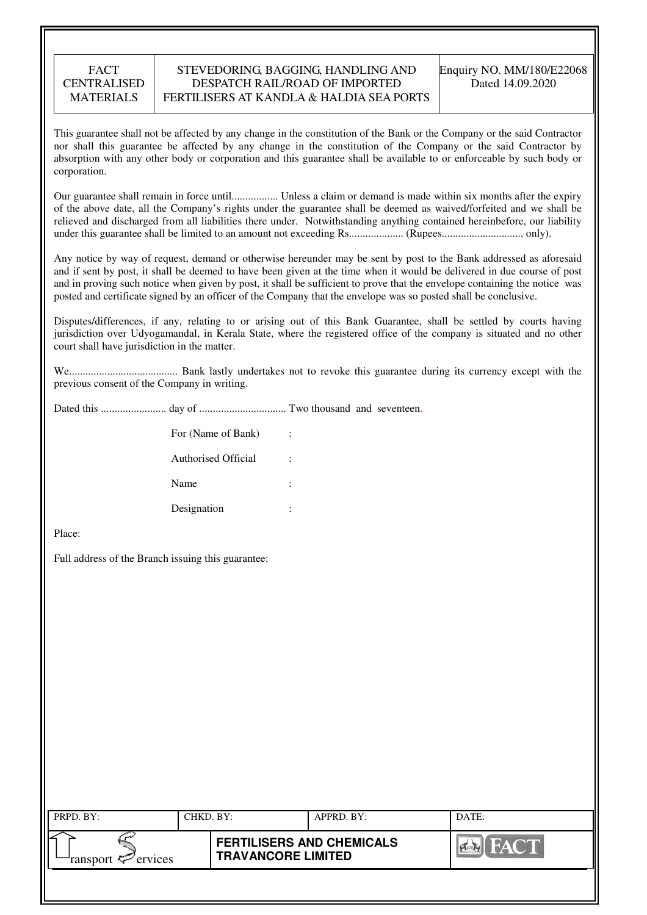This guarantee shall not be affected by any change in the constitution of the Bank or the Company or the said Contractor nor shall this guarantee be affected by any change in the constitution of the Company or the said Contractor by absorption with any other body or corporation and this guarantee shall be available to or enforceable by such body or corporation.

Our guarantee shall remain in force until................. Unless a claim or demand is made within six months after the expiry of the above date, all the Company's rights under the guarantee shall be deemed as waived/forfeited and we shall be relieved and discharged from all liabilities there under. Notwithstanding anything contained hereinbefore, our liability under this guarantee shall be limited to an amount not exceeding Rs.................... (Rupees.............................. only).

Any notice by way of request, demand or otherwise hereunder may be sent by post to the Bank addressed as aforesaid and if sent by post, it shall be deemed to have been given at the time when it would be delivered in due course of post and in proving such notice when given by post, it shall be sufficient to prove that the envelope containing the notice was posted and certificate signed by an officer of the Company that the envelope was so posted shall be conclusive.

Disputes/differences, if any, relating to or arising out of this Bank Guarantee, shall be settled by courts having jurisdiction over Udyogamandal, in Kerala State, where the registered office of the company is situated and no other court shall have jurisdiction in the matter.

We........................................ Bank lastly undertakes not to revoke this guarantee during its currency except with the previous consent of the Company in writing.

Dated this ........................ day of ................................ Two thousand and seventeen.

For (Name of Bank) :

Authorised Official :

Name :

Designation :

Place:

Full address of the Branch issuing this guarantee: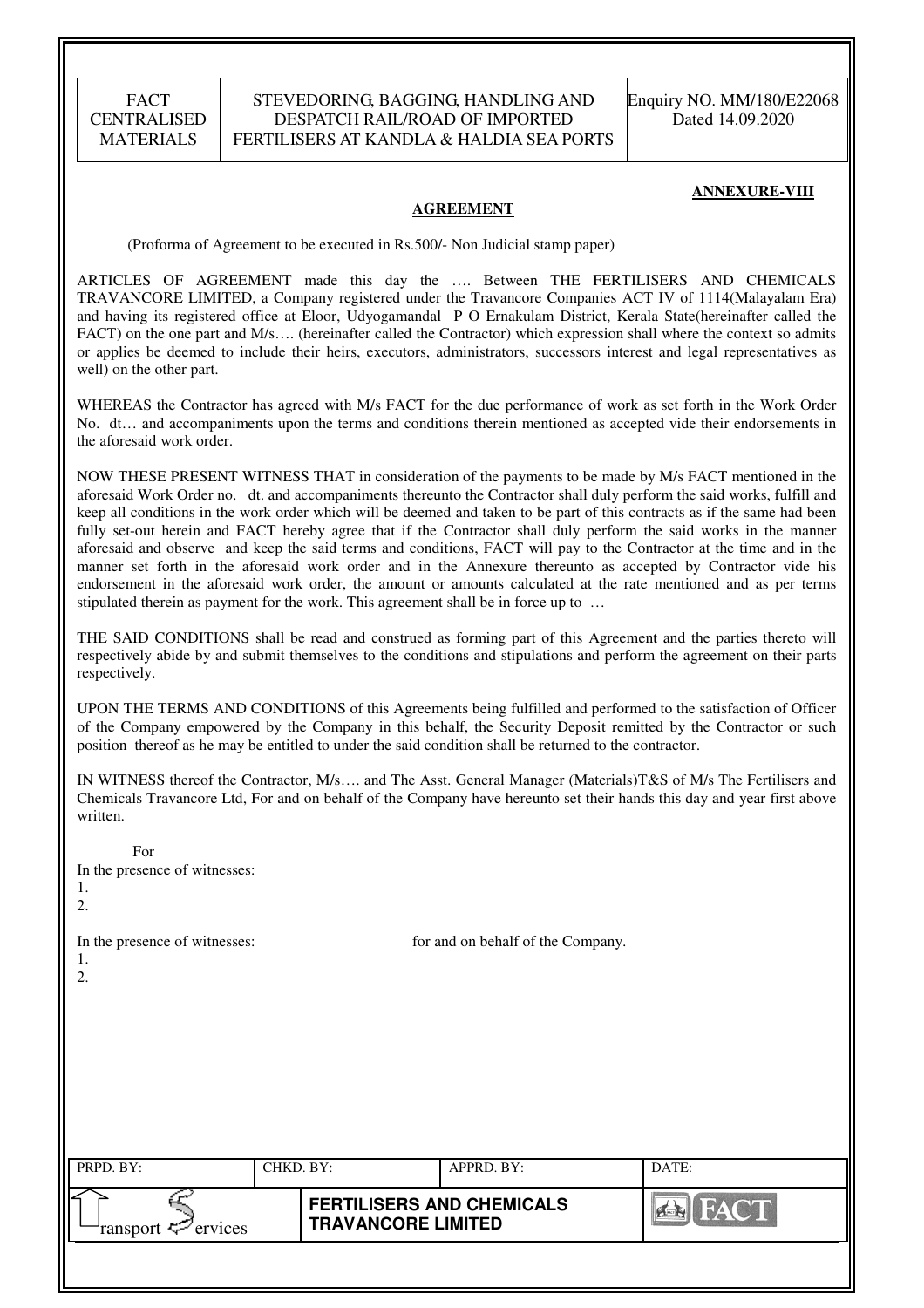**ANNEXURE-VIII**

**AGREEMENT**

(Proforma of Agreement to be executed in Rs.500/- Non Judicial stamp paper)

ARTICLES OF AGREEMENT made this day the …. Between THE FERTILISERS AND CHEMICALS TRAVANCORE LIMITED, a Company registered under the Travancore Companies ACT IV of 1114(Malayalam Era) and having its registered office at Eloor, Udyogamandal P O Ernakulam District, Kerala State(hereinafter called the FACT) on the one part and M/s…. (hereinafter called the Contractor) which expression shall where the context so admits or applies be deemed to include their heirs, executors, administrators, successors interest and legal representatives as well) on the other part.

WHEREAS the Contractor has agreed with M/s FACT for the due performance of work as set forth in the Work Order No. dt… and accompaniments upon the terms and conditions therein mentioned as accepted vide their endorsements in the aforesaid work order.

NOW THESE PRESENT WITNESS THAT in consideration of the payments to be made by M/s FACT mentioned in the aforesaid Work Order no. dt. and accompaniments thereunto the Contractor shall duly perform the said works, fulfill and keep all conditions in the work order which will be deemed and taken to be part of this contracts as if the same had been fully set-out herein and FACT hereby agree that if the Contractor shall duly perform the said works in the manner aforesaid and observe and keep the said terms and conditions, FACT will pay to the Contractor at the time and in the manner set forth in the aforesaid work order and in the Annexure thereunto as accepted by Contractor vide his endorsement in the aforesaid work order, the amount or amounts calculated at the rate mentioned and as per terms stipulated therein as payment for the work. This agreement shall be in force up to …

THE SAID CONDITIONS shall be read and construed as forming part of this Agreement and the parties thereto will respectively abide by and submit themselves to the conditions and stipulations and perform the agreement on their parts respectively.

UPON THE TERMS AND CONDITIONS of this Agreements being fulfilled and performed to the satisfaction of Officer of the Company empowered by the Company in this behalf, the Security Deposit remitted by the Contractor or such position thereof as he may be entitled to under the said condition shall be returned to the contractor.

IN WITNESS thereof the Contractor, M/s…. and The Asst. General Manager (Materials)T&S of M/s The Fertilisers and Chemicals Travancore Ltd, For and on behalf of the Company have hereunto set their hands this day and year first above written.

For

In the presence of witnesses:

1.

2.

In the presence of witnesses: for and on behalf of the Company.

1.

2.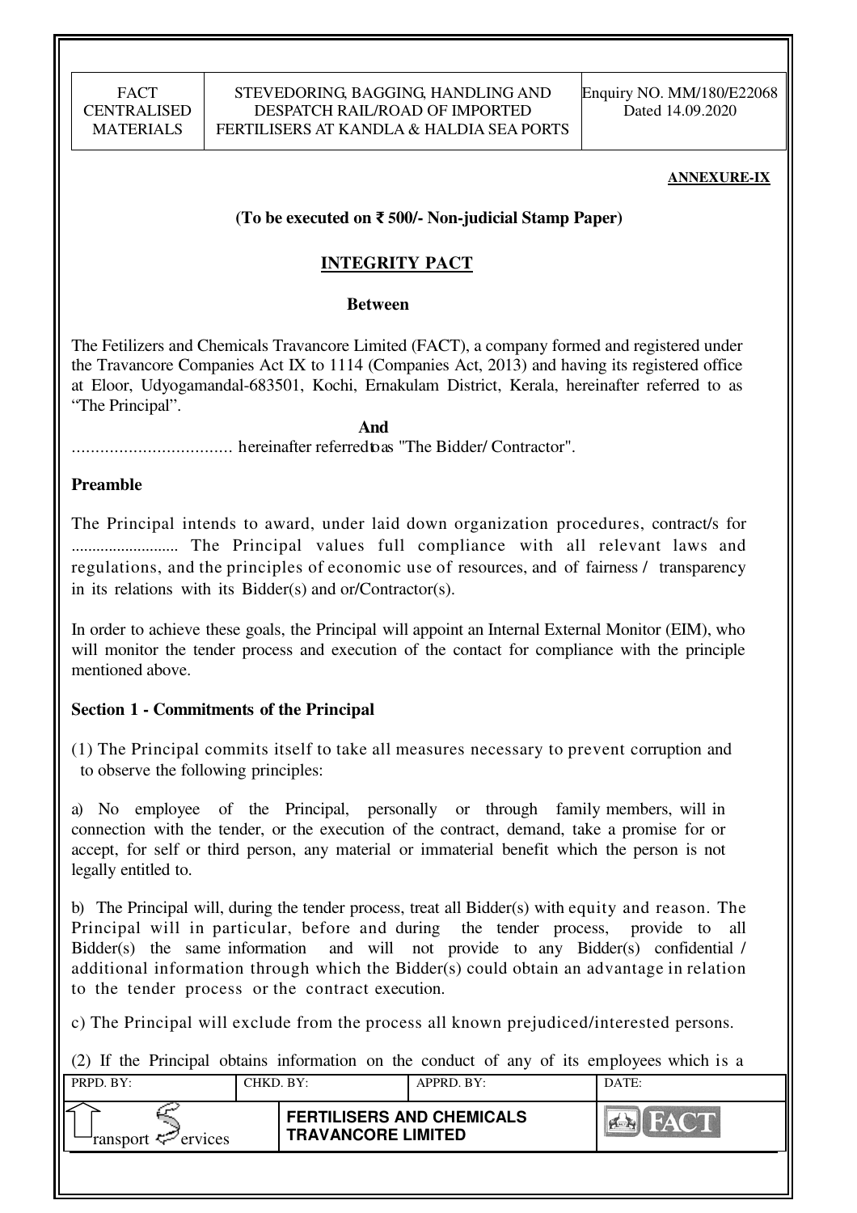**ANNEXURE-IX**

**(To be executed on ₹ 500/- Non-judicial Stamp Paper)**

## INTEGRITY PACT

**Between**

The Fetilizers and Chemicals Travancore Limited (FACT), a company formed and registered under the Travancore Companies Act IX to 1114 (Companies Act, 2013) and having its registered office at Eloor, Udyogamandal-683501, Kochi, Ernakulam District, Kerala, hereinafter referred to as "The Principal".

**And**

.................................. hereinafter referred to as "The Bidder/ Contractor".

### Preamble

The Principal intends to award, under laid down organization procedures, contract/s for ......................... The Principal values full compliance with all relevant laws and regulations, and the principles of economic use of resources, and of fairness / transparency in its relations with its Bidder(s) and or/Contractor(s).

In order to achieve these goals, the Principal will appoint an Internal External Monitor (EIM), who will monitor the tender process and execution of the contact for compliance with the principle mentioned above.

### Section 1 - Commitments of the Principal

(1) The Principal commits itself to take all measures necessary to prevent corruption and to observe the following principles:

a) No employee of the Principal, personally or through family members, will in connection with the tender, or the execution of the contract, demand, take a promise for or accept, for self or third person, any material or immaterial benefit which the person is not legally entitled to.

b) The Principal will, during the tender process, treat all Bidder(s) with equity and reason. The Principal will in particular, before and during the tender process, provide to all Bidder(s) the same information and will not provide to any Bidder(s) confidential / additional information through which the Bidder(s) could obtain an advantage in relation to the tender process or the contract execution.

c) The Principal will exclude from the process all known prejudiced/interested persons.

(2) If the Principal obtains information on the conduct of any of its employees which is a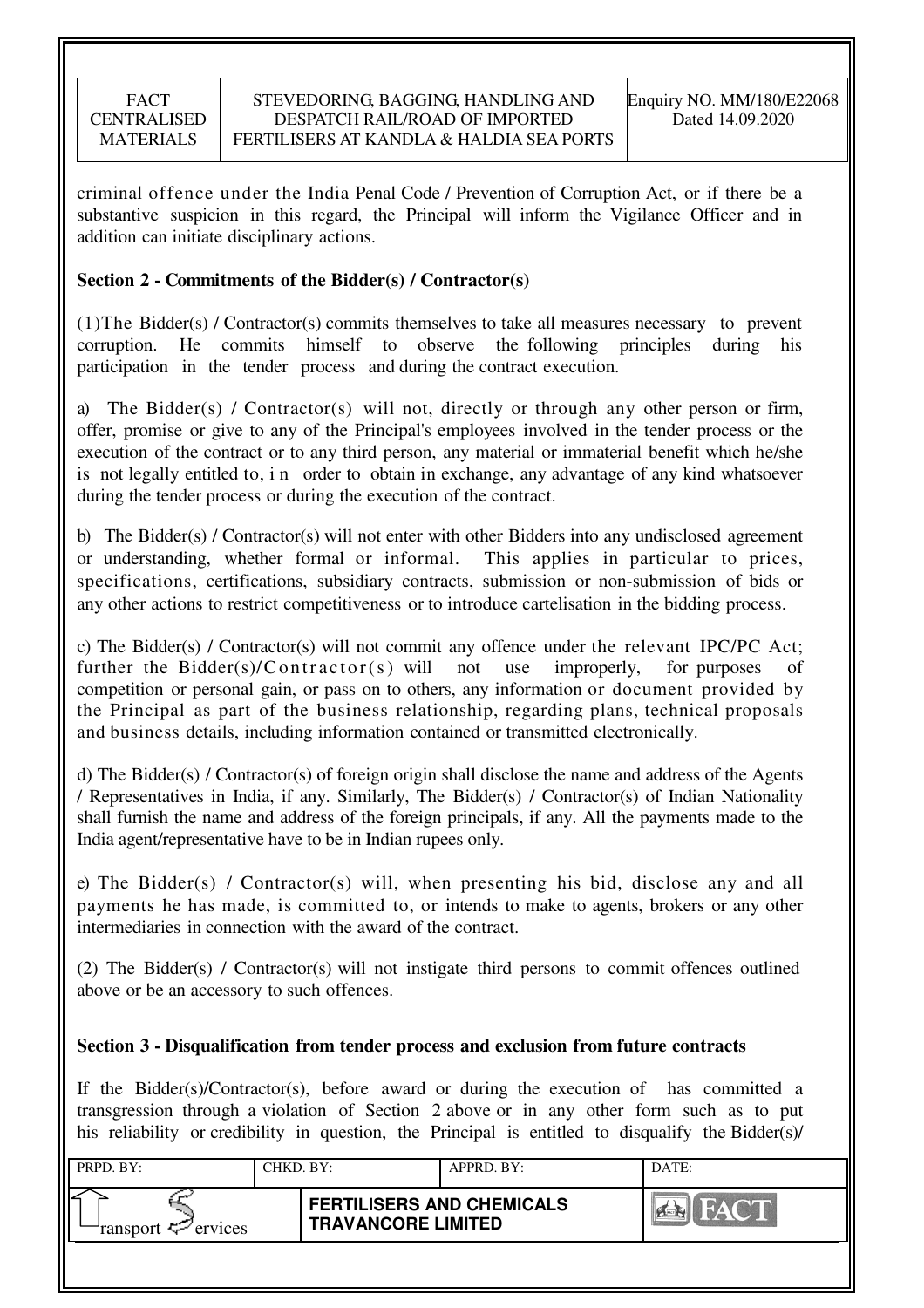criminal offence under the India Penal Code / Prevention of Corruption Act, or if there be a substantive suspicion in this regard, the Principal will inform the Vigilance Officer and in addition can initiate disciplinary actions.

**Section 2 - Commitments of the Bidder(s) / Contractor(s)**

(1)The Bidder(s) / Contractor(s) commits themselves to take all measures necessary to prevent corruption. He commits himself to observe the following principles during his participation in the tender process and during the contract execution.

a) The Bidder(s) / Contractor(s) will not, directly or through any other person or firm, offer, promise or give to any of the Principal's employees involved in the tender process or the execution of the contract or to any third person, any material or immaterial benefit which he/she is not legally entitled to, i n order to obtain in exchange, any advantage of any kind whatsoever during the tender process or during the execution of the contract.

b) The Bidder(s) / Contractor(s) will not enter with other Bidders into any undisclosed agreement or understanding, whether formal or informal. This applies in particular to prices, specifications, certifications, subsidiary contracts, submission or non-submission of bids or any other actions to restrict competitiveness or to introduce cartelisation in the bidding process.

c) The Bidder(s) / Contractor(s) will not commit any offence under the relevant IPC/PC Act; further the Bidder(s)/Contractor(s) will not use improperly, for purposes of competition or personal gain, or pass on to others, any information or document provided by the Principal as part of the business relationship, regarding plans, technical proposals and business details, including information contained or transmitted electronically.

d) The Bidder(s) / Contractor(s) of foreign origin shall disclose the name and address of the Agents / Representatives in India, if any. Similarly, The Bidder(s) / Contractor(s) of Indian Nationality shall furnish the name and address of the foreign principals, if any. All the payments made to the India agent/representative have to be in Indian rupees only.

e) The Bidder(s) / Contractor(s) will, when presenting his bid, disclose any and all payments he has made, is committed to, or intends to make to agents, brokers or any other intermediaries in connection with the award of the contract.

(2) The Bidder(s) / Contractor(s) will not instigate third persons to commit offences outlined above or be an accessory to such offences.

**Section 3 - Disqualification from tender process and exclusion from future contracts**

If the Bidder(s)/Contractor(s), before award or during the execution of has committed a transgression through a violation of Section 2 above or in any other form such as to put his reliability or credibility in question, the Principal is entitled to disqualify the Bidder(s)/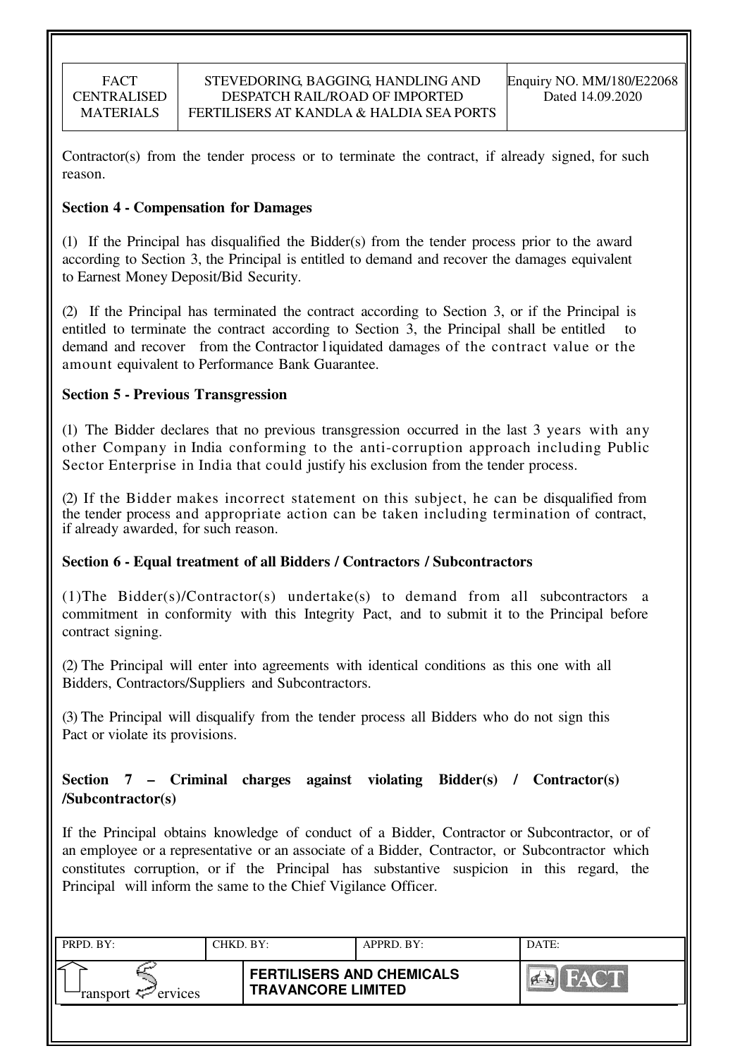Contractor(s) from the tender process or to terminate the contract, if already signed, for such reason.

**Section 4 - Compensation for Damages**

(1) If the Principal has disqualified the Bidder(s) from the tender process prior to the award according to Section 3, the Principal is entitled to demand and recover the damages equivalent to Earnest Money Deposit/Bid Security.

(2) If the Principal has terminated the contract according to Section 3, or if the Principal is entitled to terminate the contract according to Section 3, the Principal shall be entitled to demand and recover from the Contractor liquidated damages of the contract value or the amount equivalent to Performance Bank Guarantee.

**Section 5 - Previous Transgression**

(1) The Bidder declares that no previous transgression occurred in the last 3 years with any other Company in India conforming to the anti-corruption approach including Public Sector Enterprise in India that could justify his exclusion from the tender process.

(2) If the Bidder makes incorrect statement on this subject, he can be disqualified from the tender process and appropriate action can be taken including termination of contract, if already awarded, for such reason.

**Section 6 - Equal treatment of all Bidders / Contractors / Subcontractors**

(1)The Bidder(s)/Contractor(s) undertake(s) to demand from all subcontractors a commitment in conformity with this Integrity Pact, and to submit it to the Principal before contract signing.

(2) The Principal will enter into agreements with identical conditions as this one with all Bidders, Contractors/Suppliers and Subcontractors.

(3) The Principal will disqualify from the tender process all Bidders who do not sign this Pact or violate its provisions.

**Section 7 – Criminal charges against violating Bidder(s) / Contractor(s) /Subcontractor(s)**

If the Principal obtains knowledge of conduct of a Bidder, Contractor or Subcontractor, or of an employee or a representative or an associate of a Bidder, Contractor, or Subcontractor which constitutes corruption, or if the Principal has substantive suspicion in this regard, the Principal will inform the same to the Chief Vigilance Officer.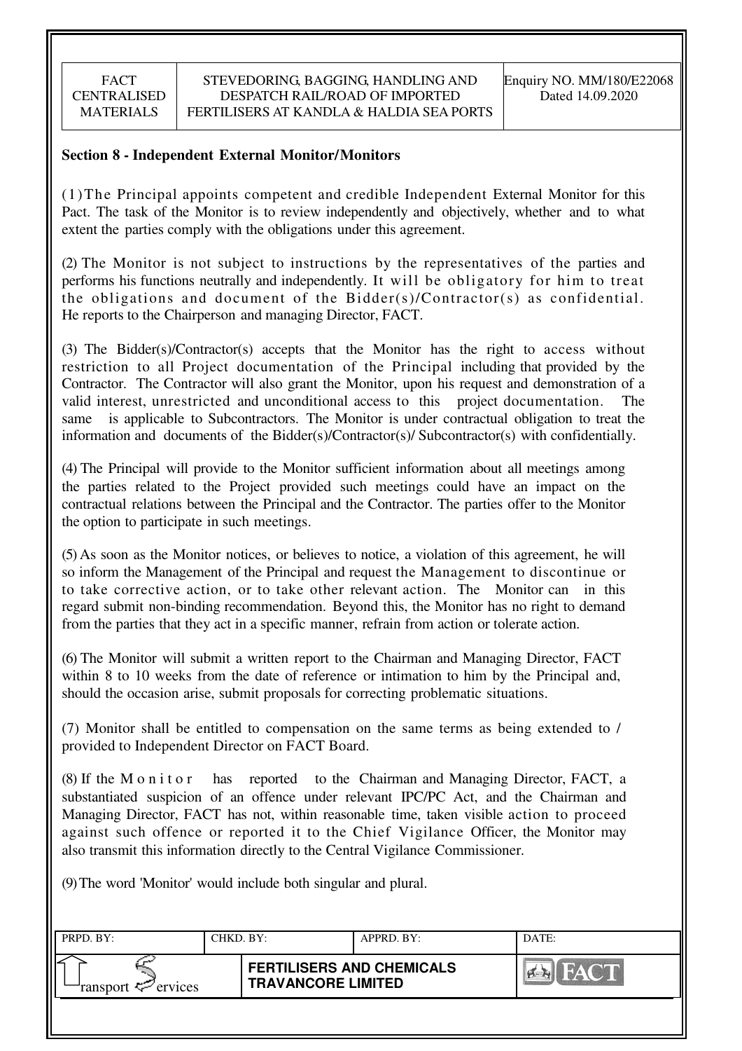**Section 8 - Independent External Monitor/Monitors**

(1) The Principal appoints competent and credible Independent External Monitor for this Pact. The task of the Monitor is to review independently and objectively, whether and to what extent the parties comply with the obligations under this agreement.

(2) The Monitor is not subject to instructions by the representatives of the parties and performs his functions neutrally and independently. It will be obligatory for him to treat the obligations and document of the Bidder(s)/Contractor(s) as confidential. He reports to the Chairperson and managing Director, FACT.

(3) The Bidder(s)/Contractor(s) accepts that the Monitor has the right to access without restriction to all Project documentation of the Principal including that provided by the Contractor. The Contractor will also grant the Monitor, upon his request and demonstration of a valid interest, unrestricted and unconditional access to this project documentation. The same is applicable to Subcontractors. The Monitor is under contractual obligation to treat the information and documents of the Bidder(s)/Contractor(s)/ Subcontractor(s) with confidentially.

(4) The Principal will provide to the Monitor sufficient information about all meetings among the parties related to the Project provided such meetings could have an impact on the contractual relations between the Principal and the Contractor. The parties offer to the Monitor the option to participate in such meetings.

(5) As soon as the Monitor notices, or believes to notice, a violation of this agreement, he will so inform the Management of the Principal and request the Management to discontinue or to take corrective action, or to take other relevant action. The Monitor can in this regard submit non-binding recommendation. Beyond this, the Monitor has no right to demand from the parties that they act in a specific manner, refrain from action or tolerate action.

(6) The Monitor will submit a written report to the Chairman and Managing Director, FACT within 8 to 10 weeks from the date of reference or intimation to him by the Principal and, should the occasion arise, submit proposals for correcting problematic situations.

(7) Monitor shall be entitled to compensation on the same terms as being extended to / provided to Independent Director on FACT Board.

(8) If the Monitor has reported to the Chairman and Managing Director, FACT, a substantiated suspicion of an offence under relevant IPC/PC Act, and the Chairman and Managing Director, FACT has not, within reasonable time, taken visible action to proceed against such offence or reported it to the Chief Vigilance Officer, the Monitor may also transmit this information directly to the Central Vigilance Commissioner.

(9) The word 'Monitor' would include both singular and plural.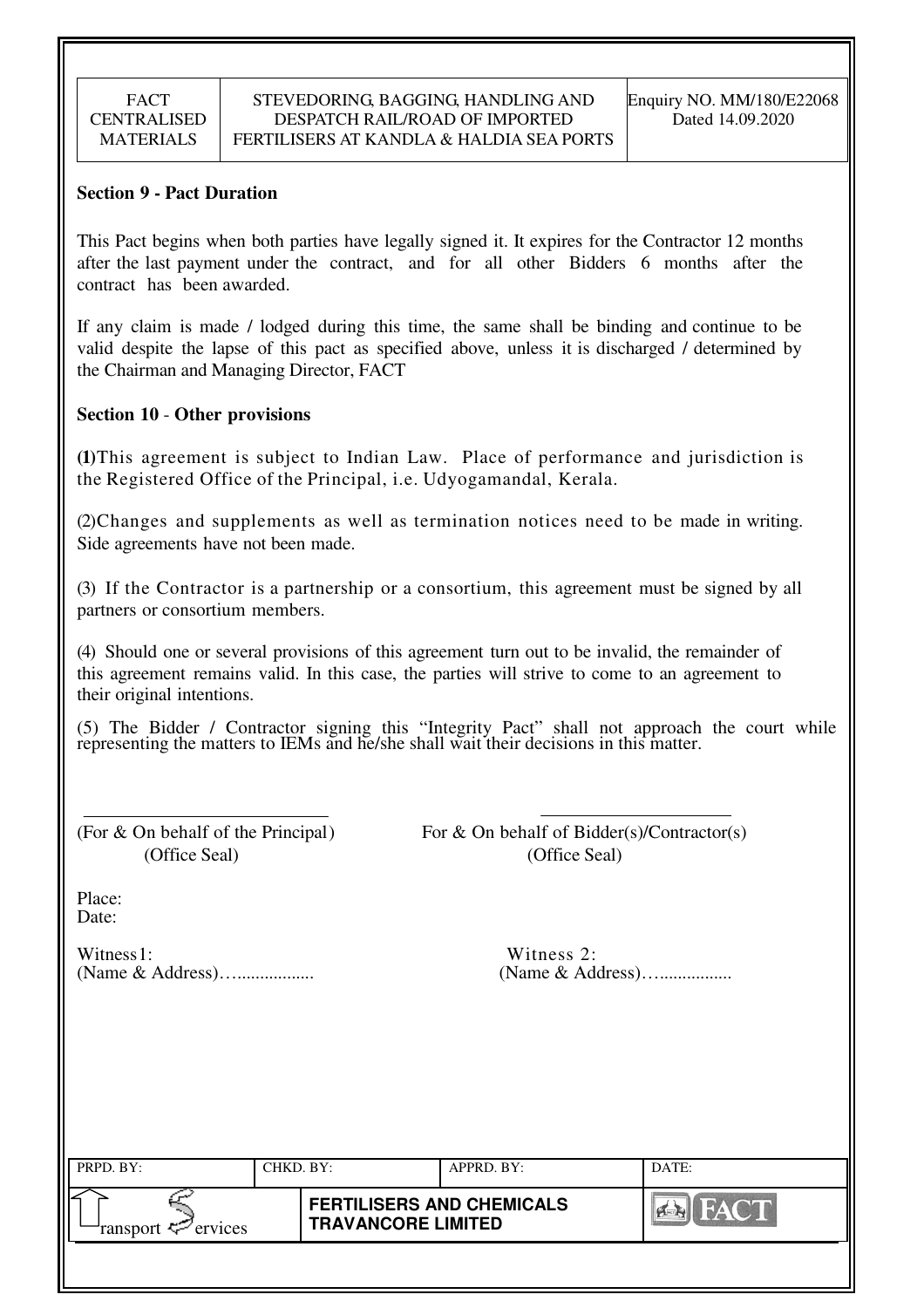**Section 9 - Pact Duration**

This Pact begins when both parties have legally signed it. It expires for the Contractor 12 months after the last payment under the contract, and for all other Bidders 6 months after the contract has been awarded.

If any claim is made / lodged during this time, the same shall be binding and continue to be valid despite the lapse of this pact as specified above, unless it is discharged / determined by the Chairman and Managing Director, FACT

**Section 10 - Other provisions**

**(1)**This agreement is subject to Indian Law. Place of performance and jurisdiction is the Registered Office of the Principal, i.e. Udyogamandal, Kerala.

(2)Changes and supplements as well as termination notices need to be made in writing. Side agreements have not been made.

(3) If the Contractor is a partnership or a consortium, this agreement must be signed by all partners or consortium members.

(4) Should one or several provisions of this agreement turn out to be invalid, the remainder of this agreement remains valid. In this case, the parties will strive to come to an agreement to their original intentions.

(5) The Bidder / Contractor signing this "Integrity Pact" shall not approach the court while representing the matters to IEMs and he/she shall wait their decisions in this matter.

\_\_\_\_\_\_\_\_\_\_\_\_\_\_\_\_\_\_\_\_\_\_\_\_\_\_\_\_ \_\_\_\_\_\_\_\_\_\_\_\_\_\_\_\_\_\_\_\_\_\_\_\_

(For & On behalf of the Principal) (Office Seal)

For & On behalf of Bidder(s)/Contractor(s) (Office Seal)

Place:
Date:

Witness1:
(Name & Address)…................

Witness 2:
(Name & Address)…...............